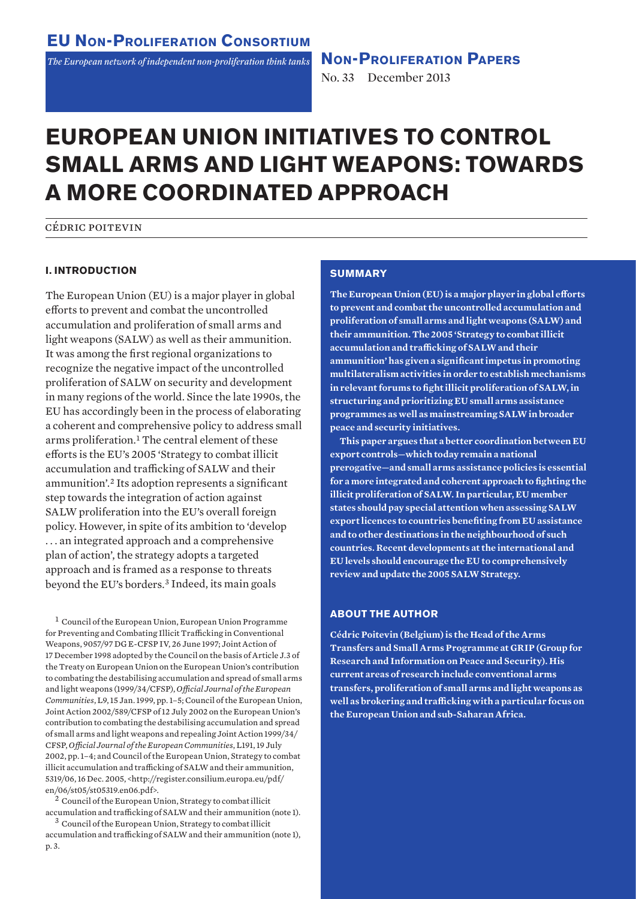**EU Non-Proliferation Consortium**

*The European network of independent non-proliferation think tanks*

**Non-Proliferation Papers**

No. 33 December 2013

# EUROPEAN UNION INITIATIVES TO CONTROL SMALL ARMS AND LIGHT WEAPONS: TOWARDS A MORE COORDINATED APPROACH

CÉDRIC POITEVIN

## I. INTRODUCTION

The European Union (EU) is a major player in global efforts to prevent and combat the uncontrolled accumulation and proliferation of small arms and light weapons (SALW) as well as their ammunition. It was among the first regional organizations to recognize the negative impact of the uncontrolled proliferation of SALW on security and development in many regions of the world. Since the late 1990s, the EU has accordingly been in the process of elaborating a coherent and comprehensive policy to address small arms proliferation.[1] The central element of these efforts is the EU's 2005 'Strategy to combat illicit accumulation and trafficking of SALW and their ammunition'.[2] Its adoption represents a significant step towards the integration of action against SALW proliferation into the EU's overall foreign policy. However, in spite of its ambition to 'develop . . . an integrated approach and a comprehensive plan of action', the strategy adopts a targeted approach and is framed as a response to threats beyond the EU's borders.[3] Indeed, its main goals

[1] Council of the European Union, European Union Programme for Preventing and Combating Illicit Trafficking in Conventional Weapons, 9057/97 DG E-CFSP IV, 26 June 1997; Joint Action of 17 December 1998 adopted by the Council on the basis of Article J.3 of the Treaty on European Union on the European Union's contribution to combating the destabilising accumulation and spread of small arms and light weapons (1999/34/CFSP), *Official Journal of the European Communities*, L9, 15 Jan. 1999, pp. 1–5; Council of the European Union, Joint Action 2002/589/CFSP of 12 July 2002 on the European Union's contribution to combating the destabilising accumulation and spread of small arms and light weapons and repealing Joint Action 1999/34/CFSP, *Official Journal of the European Communities*, L191, 19 July 2002, pp. 1–4; and Council of the European Union, Strategy to combat illicit accumulation and trafficking of SALW and their ammunition, 5319/06, 16 Dec. 2005, <http://register.consilium.europa.eu/pdf/en/06/st05/st05319.en06.pdf>.

[2] Council of the European Union, Strategy to combat illicit accumulation and trafficking of SALW and their ammunition (note 1).

[3] Council of the European Union, Strategy to combat illicit accumulation and trafficking of SALW and their ammunition (note 1), p. 3.

## SUMMARY

**The European Union (EU) is a major player in global efforts to prevent and combat the uncontrolled accumulation and proliferation of small arms and light weapons (SALW) and their ammunition. The 2005 'Strategy to combat illicit accumulation and trafficking of SALW and their ammunition' has given a significant impetus in promoting multilateralism activities in order to establish mechanisms in relevant forums to fight illicit proliferation of SALW, in structuring and prioritizing EU small arms assistance programmes as well as mainstreaming SALW in broader peace and security initiatives.**

**This paper argues that a better coordination between EU export controls—which today remain a national prerogative—and small arms assistance policies is essential for a more integrated and coherent approach to fighting the illicit proliferation of SALW. In particular, EU member states should pay special attention when assessing SALW export licences to countries benefiting from EU assistance and to other destinations in the neighbourhood of such countries. Recent developments at the international and EU levels should encourage the EU to comprehensively review and update the 2005 SALW Strategy.**

## ABOUT THE AUTHOR

**Cédric Poitevin (Belgium) is the Head of the Arms Transfers and Small Arms Programme at GRIP (Group for Research and Information on Peace and Security). His current areas of research include conventional arms transfers, proliferation of small arms and light weapons as well as brokering and trafficking with a particular focus on the European Union and sub-Saharan Africa.**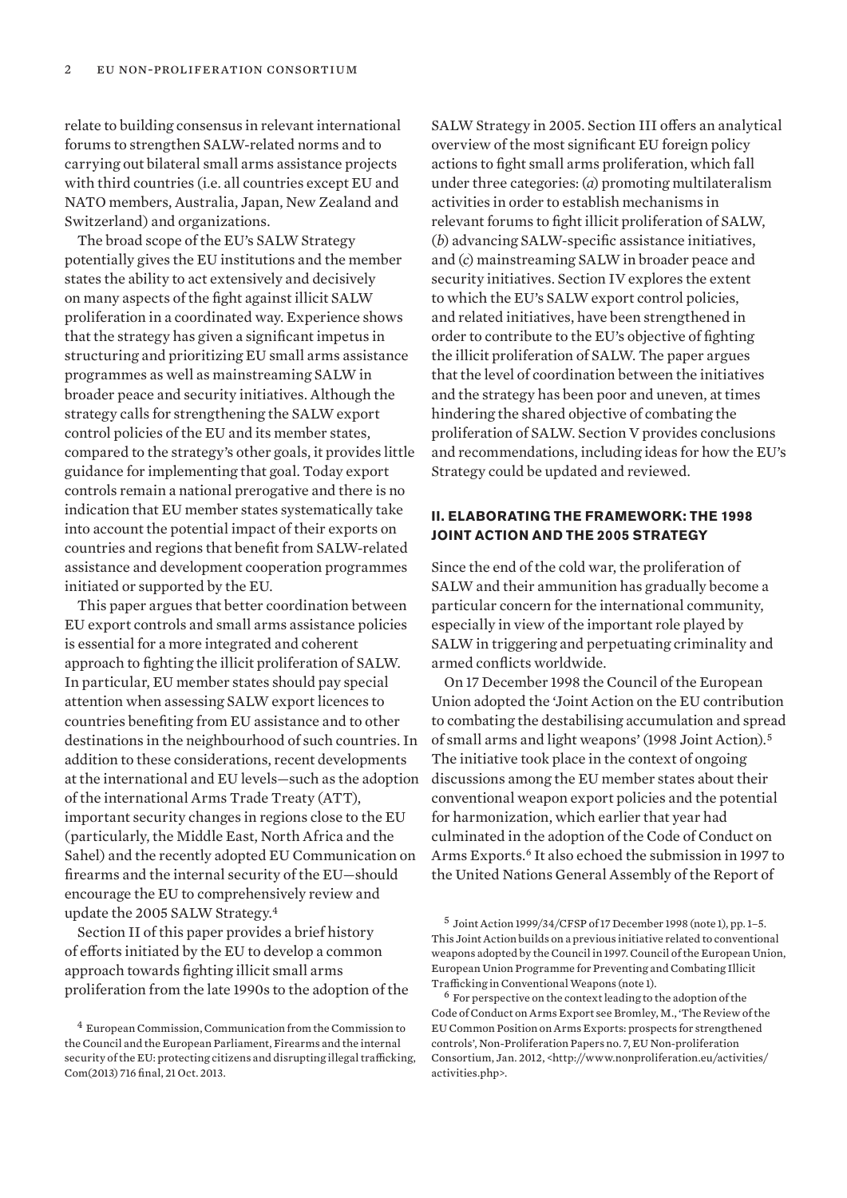relate to building consensus in relevant international forums to strengthen SALW-related norms and to carrying out bilateral small arms assistance projects with third countries (i.e. all countries except EU and NATO members, Australia, Japan, New Zealand and Switzerland) and organizations.

The broad scope of the EU's SALW Strategy potentially gives the EU institutions and the member states the ability to act extensively and decisively on many aspects of the fight against illicit SALW proliferation in a coordinated way. Experience shows that the strategy has given a significant impetus in structuring and prioritizing EU small arms assistance programmes as well as mainstreaming SALW in broader peace and security initiatives. Although the strategy calls for strengthening the SALW export control policies of the EU and its member states, compared to the strategy's other goals, it provides little guidance for implementing that goal. Today export controls remain a national prerogative and there is no indication that EU member states systematically take into account the potential impact of their exports on countries and regions that benefit from SALW-related assistance and development cooperation programmes initiated or supported by the EU.

This paper argues that better coordination between EU export controls and small arms assistance policies is essential for a more integrated and coherent approach to fighting the illicit proliferation of SALW. In particular, EU member states should pay special attention when assessing SALW export licences to countries benefiting from EU assistance and to other destinations in the neighbourhood of such countries. In addition to these considerations, recent developments at the international and EU levels—such as the adoption of the international Arms Trade Treaty (ATT), important security changes in regions close to the EU (particularly, the Middle East, North Africa and the Sahel) and the recently adopted EU Communication on firearms and the internal security of the EU—should encourage the EU to comprehensively review and update the 2005 SALW Strategy.[4]

Section II of this paper provides a brief history of efforts initiated by the EU to develop a common approach towards fighting illicit small arms proliferation from the late 1990s to the adoption of the SALW Strategy in 2005. Section III offers an analytical overview of the most significant EU foreign policy actions to fight small arms proliferation, which fall under three categories: (*a*) promoting multilateralism activities in order to establish mechanisms in relevant forums to fight illicit proliferation of SALW, (*b*) advancing SALW-specific assistance initiatives, and (*c*) mainstreaming SALW in broader peace and security initiatives. Section IV explores the extent to which the EU's SALW export control policies, and related initiatives, have been strengthened in order to contribute to the EU's objective of fighting the illicit proliferation of SALW. The paper argues that the level of coordination between the initiatives and the strategy has been poor and uneven, at times hindering the shared objective of combating the proliferation of SALW. Section V provides conclusions and recommendations, including ideas for how the EU's Strategy could be updated and reviewed.

## II. ELABORATING THE FRAMEWORK: THE 1998 JOINT ACTION AND THE 2005 STRATEGY

Since the end of the cold war, the proliferation of SALW and their ammunition has gradually become a particular concern for the international community, especially in view of the important role played by SALW in triggering and perpetuating criminality and armed conflicts worldwide.

On 17 December 1998 the Council of the European Union adopted the 'Joint Action on the EU contribution to combating the destabilising accumulation and spread of small arms and light weapons' (1998 Joint Action).[5] The initiative took place in the context of ongoing discussions among the EU member states about their conventional weapon export policies and the potential for harmonization, which earlier that year had culminated in the adoption of the Code of Conduct on Arms Exports.[6] It also echoed the submission in 1997 to the United Nations General Assembly of the Report of

[4] European Commission, Communication from the Commission to the Council and the European Parliament, Firearms and the internal security of the EU: protecting citizens and disrupting illegal trafficking, Com(2013) 716 final, 21 Oct. 2013.

[5] Joint Action 1999/34/CFSP of 17 December 1998 (note 1), pp. 1–5. This Joint Action builds on a previous initiative related to conventional weapons adopted by the Council in 1997. Council of the European Union, European Union Programme for Preventing and Combating Illicit Trafficking in Conventional Weapons (note 1).

[6] For perspective on the context leading to the adoption of the Code of Conduct on Arms Export see Bromley, M., 'The Review of the EU Common Position on Arms Exports: prospects for strengthened controls', Non-Proliferation Papers no. 7, EU Non-proliferation Consortium, Jan. 2012, <http://www.nonproliferation.eu/activities/activities.php>.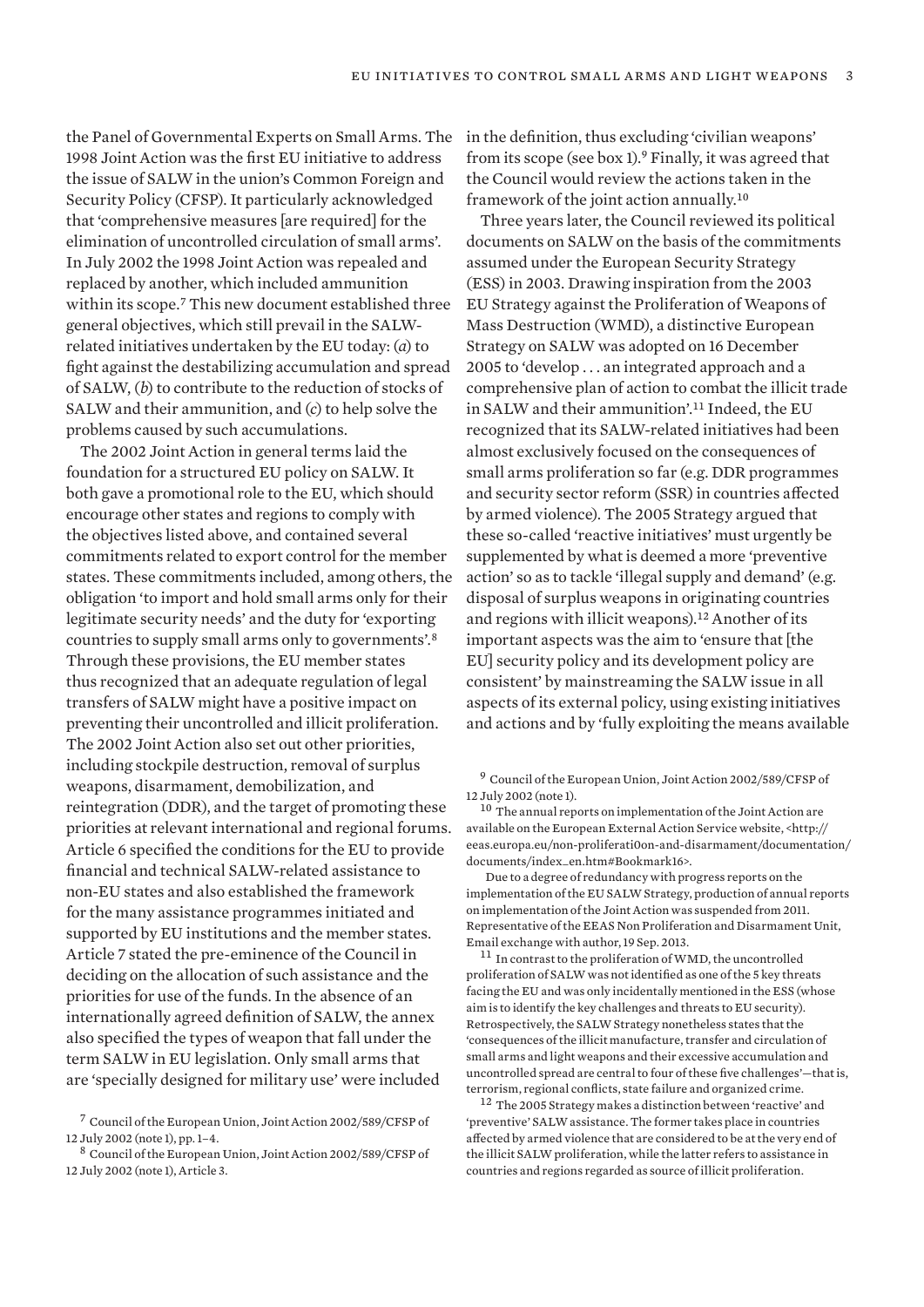the Panel of Governmental Experts on Small Arms. The 1998 Joint Action was the first EU initiative to address the issue of SALW in the union's Common Foreign and Security Policy (CFSP). It particularly acknowledged that 'comprehensive measures [are required] for the elimination of uncontrolled circulation of small arms'. In July 2002 the 1998 Joint Action was repealed and replaced by another, which included ammunition within its scope.[7] This new document established three general objectives, which still prevail in the SALW-related initiatives undertaken by the EU today: (*a*) to fight against the destabilizing accumulation and spread of SALW, (*b*) to contribute to the reduction of stocks of SALW and their ammunition, and (*c*) to help solve the problems caused by such accumulations.

The 2002 Joint Action in general terms laid the foundation for a structured EU policy on SALW. It both gave a promotional role to the EU, which should encourage other states and regions to comply with the objectives listed above, and contained several commitments related to export control for the member states. These commitments included, among others, the obligation 'to import and hold small arms only for their legitimate security needs' and the duty for 'exporting countries to supply small arms only to governments'.[8] Through these provisions, the EU member states thus recognized that an adequate regulation of legal transfers of SALW might have a positive impact on preventing their uncontrolled and illicit proliferation. The 2002 Joint Action also set out other priorities, including stockpile destruction, removal of surplus weapons, disarmament, demobilization, and reintegration (DDR), and the target of promoting these priorities at relevant international and regional forums. Article 6 specified the conditions for the EU to provide financial and technical SALW-related assistance to non-EU states and also established the framework for the many assistance programmes initiated and supported by EU institutions and the member states. Article 7 stated the pre-eminence of the Council in deciding on the allocation of such assistance and the priorities for use of the funds. In the absence of an internationally agreed definition of SALW, the annex also specified the types of weapon that fall under the term SALW in EU legislation. Only small arms that are 'specially designed for military use' were included in the definition, thus excluding 'civilian weapons' from its scope (see box 1).[9] Finally, it was agreed that the Council would review the actions taken in the framework of the joint action annually.[10]

Three years later, the Council reviewed its political documents on SALW on the basis of the commitments assumed under the European Security Strategy (ESS) in 2003. Drawing inspiration from the 2003 EU Strategy against the Proliferation of Weapons of Mass Destruction (WMD), a distinctive European Strategy on SALW was adopted on 16 December 2005 to 'develop . . . an integrated approach and a comprehensive plan of action to combat the illicit trade in SALW and their ammunition'.[11] Indeed, the EU recognized that its SALW-related initiatives had been almost exclusively focused on the consequences of small arms proliferation so far (e.g. DDR programmes and security sector reform (SSR) in countries affected by armed violence). The 2005 Strategy argued that these so-called 'reactive initiatives' must urgently be supplemented by what is deemed a more 'preventive action' so as to tackle 'illegal supply and demand' (e.g. disposal of surplus weapons in originating countries and regions with illicit weapons).[12] Another of its important aspects was the aim to 'ensure that [the EU] security policy and its development policy are consistent' by mainstreaming the SALW issue in all aspects of its external policy, using existing initiatives and actions and by 'fully exploiting the means available

---

[7] Council of the European Union, Joint Action 2002/589/CFSP of 12 July 2002 (note 1), pp. 1–4.

[8] Council of the European Union, Joint Action 2002/589/CFSP of 12 July 2002 (note 1), Article 3.

[9] Council of the European Union, Joint Action 2002/589/CFSP of 12 July 2002 (note 1).

[10] The annual reports on implementation of the Joint Action are available on the European External Action Service website, <http://eeas.europa.eu/non-proliferati0on-and-disarmament/documentation/documents/index_en.htm#Bookmark16>.

Due to a degree of redundancy with progress reports on the implementation of the EU SALW Strategy, production of annual reports on implementation of the Joint Action was suspended from 2011. Representative of the EEAS Non Proliferation and Disarmament Unit, Email exchange with author, 19 Sep. 2013.

[11] In contrast to the proliferation of WMD, the uncontrolled proliferation of SALW was not identified as one of the 5 key threats facing the EU and was only incidentally mentioned in the ESS (whose aim is to identify the key challenges and threats to EU security). Retrospectively, the SALW Strategy nonetheless states that the 'consequences of the illicit manufacture, transfer and circulation of small arms and light weapons and their excessive accumulation and uncontrolled spread are central to four of these five challenges'—that is, terrorism, regional conflicts, state failure and organized crime.

[12] The 2005 Strategy makes a distinction between 'reactive' and 'preventive' SALW assistance. The former takes place in countries affected by armed violence that are considered to be at the very end of the illicit SALW proliferation, while the latter refers to assistance in countries and regions regarded as source of illicit proliferation.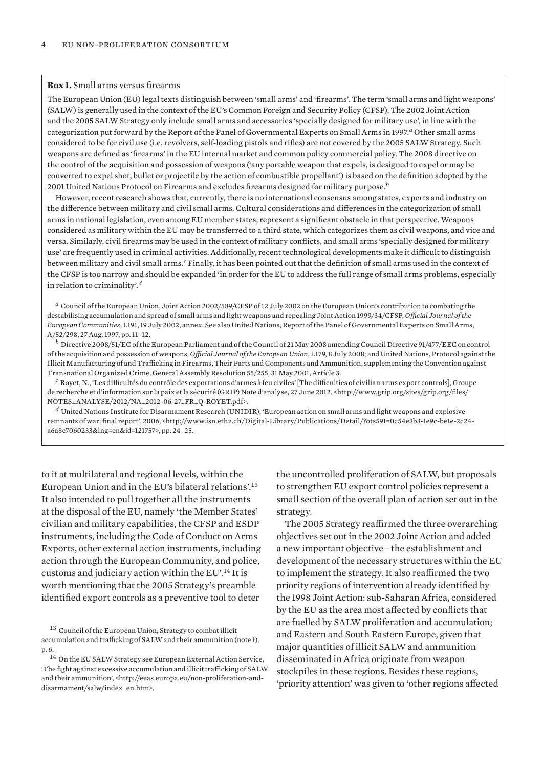**Box 1.** Small arms versus firearms

The European Union (EU) legal texts distinguish between 'small arms' and 'firearms'. The term 'small arms and light weapons' (SALW) is generally used in the context of the EU's Common Foreign and Security Policy (CFSP). The 2002 Joint Action and the 2005 SALW Strategy only include small arms and accessories 'specially designed for military use', in line with the categorization put forward by the Report of the Panel of Governmental Experts on Small Arms in 1997.[a] Other small arms considered to be for civil use (i.e. revolvers, self-loading pistols and rifles) are not covered by the 2005 SALW Strategy. Such weapons are defined as 'firearms' in the EU internal market and common policy commercial policy. The 2008 directive on the control of the acquisition and possession of weapons ('any portable weapon that expels, is designed to expel or may be converted to expel shot, bullet or projectile by the action of combustible propellant') is based on the definition adopted by the 2001 United Nations Protocol on Firearms and excludes firearms designed for military purpose.[b]

However, recent research shows that, currently, there is no international consensus among states, experts and industry on the difference between military and civil small arms. Cultural considerations and differences in the categorization of small arms in national legislation, even among EU member states, represent a significant obstacle in that perspective. Weapons considered as military within the EU may be transferred to a third state, which categorizes them as civil weapons, and vice and versa. Similarly, civil firearms may be used in the context of military conflicts, and small arms 'specially designed for military use' are frequently used in criminal activities. Additionally, recent technological developments make it difficult to distinguish between military and civil small arms.[c] Finally, it has been pointed out that the definition of small arms used in the context of the CFSP is too narrow and should be expanded 'in order for the EU to address the full range of small arms problems, especially in relation to criminality'.[d]

[a] Council of the European Union, Joint Action 2002/589/CFSP of 12 July 2002 on the European Union's contribution to combating the destabilising accumulation and spread of small arms and light weapons and repealing Joint Action 1999/34/CFSP, *Official Journal of the European Communities*, L191, 19 July 2002, annex. See also United Nations, Report of the Panel of Governmental Experts on Small Arms, A/52/298, 27 Aug. 1997, pp. 11–12.

[b] Directive 2008/51/EC of the European Parliament and of the Council of 21 May 2008 amending Council Directive 91/477/EEC on control of the acquisition and possession of weapons, *Official Journal of the European Union*, L179, 8 July 2008; and United Nations, Protocol against the Illicit Manufacturing of and Trafficking in Firearms, Their Parts and Components and Ammunition, supplementing the Convention against Transnational Organized Crime, General Assembly Resolution 55/255, 31 May 2001, Article 3.

[c] Royet, N., 'Les difficultés du contrôle des exportations d'armes à feu civiles' [The difficulties of civilian arms export controls], Groupe de recherche et d'information sur la paix et la sécurité (GRIP) Note d'analyse, 27 June 2012, <http://www.grip.org/sites/grip.org/files/NOTES_ANALYSE/2012/NA_2012-06-27_FR_Q-ROYET.pdf>.

[d] United Nations Institute for Disarmament Research (UNIDIR), 'European action on small arms and light weapons and explosive remnants of war: final report', 2006, <http://www.isn.ethz.ch/Digital-Library/Publications/Detail/?ots591=0c54e3b3-1e9c-be1e-2c24-a6a8c7060233&lng=en&id=121757>, pp. 24–25.

to it at multilateral and regional levels, within the European Union and in the EU's bilateral relations'.[13] It also intended to pull together all the instruments at the disposal of the EU, namely 'the Member States' civilian and military capabilities, the CFSP and ESDP instruments, including the Code of Conduct on Arms Exports, other external action instruments, including action through the European Community, and police, customs and judiciary action within the EU'.[14] It is worth mentioning that the 2005 Strategy's preamble identified export controls as a preventive tool to deter the uncontrolled proliferation of SALW, but proposals to strengthen EU export control policies represent a small section of the overall plan of action set out in the strategy.

The 2005 Strategy reaffirmed the three overarching objectives set out in the 2002 Joint Action and added a new important objective—the establishment and development of the necessary structures within the EU to implement the strategy. It also reaffirmed the two priority regions of intervention already identified by the 1998 Joint Action: sub-Saharan Africa, considered by the EU as the area most affected by conflicts that are fuelled by SALW proliferation and accumulation; and Eastern and South Eastern Europe, given that major quantities of illicit SALW and ammunition disseminated in Africa originate from weapon stockpiles in these regions. Besides these regions, 'priority attention' was given to 'other regions affected

[13] Council of the European Union, Strategy to combat illicit accumulation and trafficking of SALW and their ammunition (note 1), p. 6.

[14] On the EU SALW Strategy see European External Action Service, 'The fight against excessive accumulation and illicit trafficking of SALW and their ammunition', <http://eeas.europa.eu/non-proliferation-and-disarmament/salw/index_en.htm>.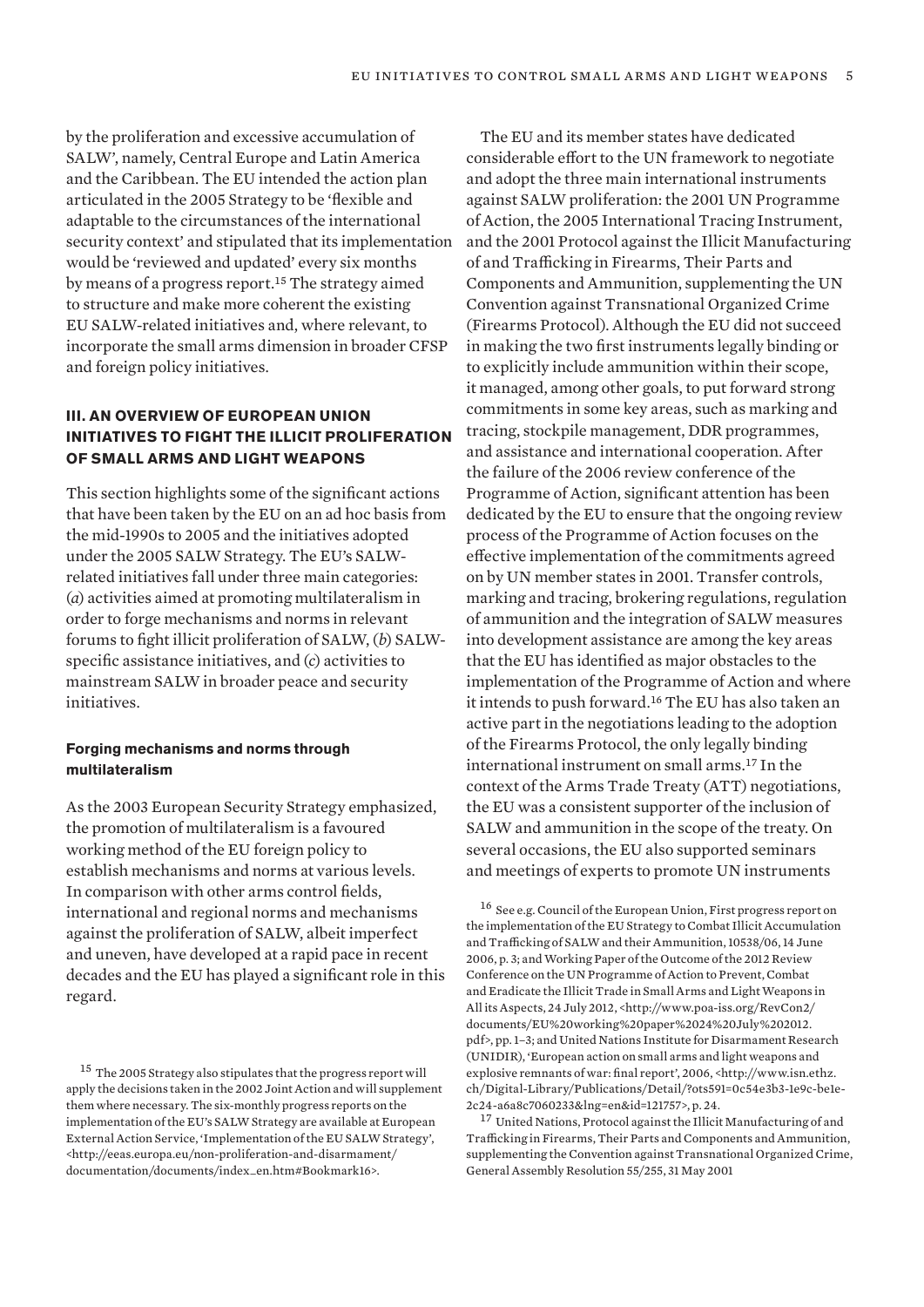by the proliferation and excessive accumulation of SALW', namely, Central Europe and Latin America and the Caribbean. The EU intended the action plan articulated in the 2005 Strategy to be 'flexible and adaptable to the circumstances of the international security context' and stipulated that its implementation would be 'reviewed and updated' every six months by means of a progress report.[15] The strategy aimed to structure and make more coherent the existing EU SALW-related initiatives and, where relevant, to incorporate the small arms dimension in broader CFSP and foreign policy initiatives.

## III. An overview of European Union initiatives to fight the illicit proliferation of small arms and light weapons

This section highlights some of the significant actions that have been taken by the EU on an ad hoc basis from the mid-1990s to 2005 and the initiatives adopted under the 2005 SALW Strategy. The EU's SALW-related initiatives fall under three main categories: (*a*) activities aimed at promoting multilateralism in order to forge mechanisms and norms in relevant forums to fight illicit proliferation of SALW, (*b*) SALW-specific assistance initiatives, and (*c*) activities to mainstream SALW in broader peace and security initiatives.

### Forging mechanisms and norms through multilateralism

As the 2003 European Security Strategy emphasized, the promotion of multilateralism is a favoured working method of the EU foreign policy to establish mechanisms and norms at various levels. In comparison with other arms control fields, international and regional norms and mechanisms against the proliferation of SALW, albeit imperfect and uneven, have developed at a rapid pace in recent decades and the EU has played a significant role in this regard.

The EU and its member states have dedicated considerable effort to the UN framework to negotiate and adopt the three main international instruments against SALW proliferation: the 2001 UN Programme of Action, the 2005 International Tracing Instrument, and the 2001 Protocol against the Illicit Manufacturing of and Trafficking in Firearms, Their Parts and Components and Ammunition, supplementing the UN Convention against Transnational Organized Crime (Firearms Protocol). Although the EU did not succeed in making the two first instruments legally binding or to explicitly include ammunition within their scope, it managed, among other goals, to put forward strong commitments in some key areas, such as marking and tracing, stockpile management, DDR programmes, and assistance and international cooperation. After the failure of the 2006 review conference of the Programme of Action, significant attention has been dedicated by the EU to ensure that the ongoing review process of the Programme of Action focuses on the effective implementation of the commitments agreed on by UN member states in 2001. Transfer controls, marking and tracing, brokering regulations, regulation of ammunition and the integration of SALW measures into development assistance are among the key areas that the EU has identified as major obstacles to the implementation of the Programme of Action and where it intends to push forward.[16] The EU has also taken an active part in the negotiations leading to the adoption of the Firearms Protocol, the only legally binding international instrument on small arms.[17] In the context of the Arms Trade Treaty (ATT) negotiations, the EU was a consistent supporter of the inclusion of SALW and ammunition in the scope of the treaty. On several occasions, the EU also supported seminars and meetings of experts to promote UN instruments

[15] The 2005 Strategy also stipulates that the progress report will apply the decisions taken in the 2002 Joint Action and will supplement them where necessary. The six-monthly progress reports on the implementation of the EU's SALW Strategy are available at European External Action Service, 'Implementation of the EU SALW Strategy', <http://eeas.europa.eu/non-proliferation-and-disarmament/documentation/documents/index_en.htm#Bookmark16>.

[16] See e.g. Council of the European Union, First progress report on the implementation of the EU Strategy to Combat Illicit Accumulation and Trafficking of SALW and their Ammunition, 10538/06, 14 June 2006, p. 3; and Working Paper of the Outcome of the 2012 Review Conference on the UN Programme of Action to Prevent, Combat and Eradicate the Illicit Trade in Small Arms and Light Weapons in All its Aspects, 24 July 2012, <http://www.poa-iss.org/RevCon2/documents/EU%20working%20paper%2024%20July%202012.pdf>, pp. 1–3; and United Nations Institute for Disarmament Research (UNIDIR), 'European action on small arms and light weapons and explosive remnants of war: final report', 2006, <http://www.isn.ethz.ch/Digital-Library/Publications/Detail/?ots591=0c54e3b3-1e9c-be1e-2c24-a6a8c7060233&lng=en&id=121757>, p. 24.

[17] United Nations, Protocol against the Illicit Manufacturing of and Trafficking in Firearms, Their Parts and Components and Ammunition, supplementing the Convention against Transnational Organized Crime, General Assembly Resolution 55/255, 31 May 2001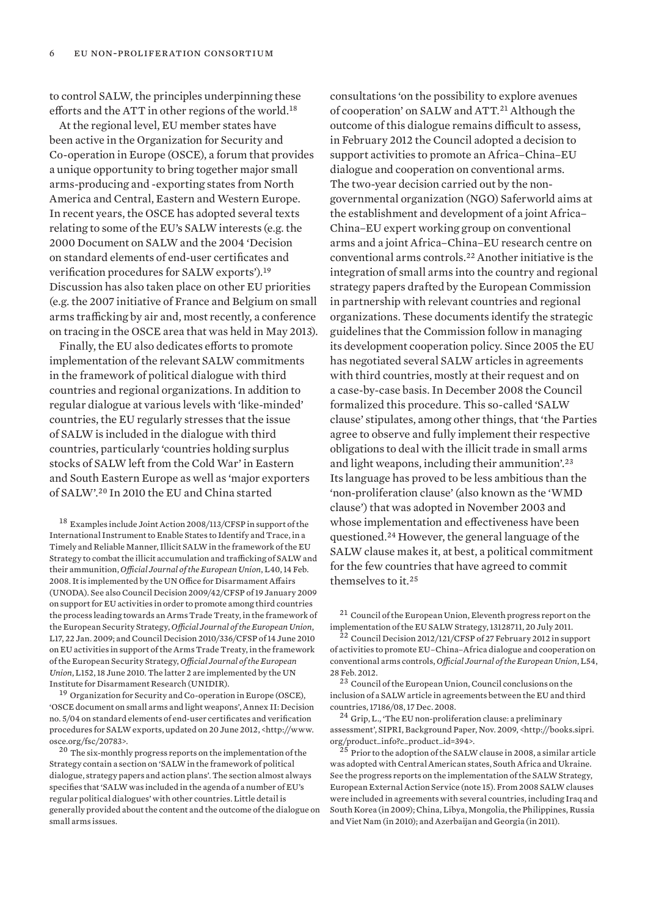to control SALW, the principles underpinning these efforts and the ATT in other regions of the world.[18]

At the regional level, EU member states have been active in the Organization for Security and Co-operation in Europe (OSCE), a forum that provides a unique opportunity to bring together major small arms-producing and -exporting states from North America and Central, Eastern and Western Europe. In recent years, the OSCE has adopted several texts relating to some of the EU's SALW interests (e.g. the 2000 Document on SALW and the 2004 'Decision on standard elements of end-user certificates and verification procedures for SALW exports').[19] Discussion has also taken place on other EU priorities (e.g. the 2007 initiative of France and Belgium on small arms trafficking by air and, most recently, a conference on tracing in the OSCE area that was held in May 2013).

Finally, the EU also dedicates efforts to promote implementation of the relevant SALW commitments in the framework of political dialogue with third countries and regional organizations. In addition to regular dialogue at various levels with 'like-minded' countries, the EU regularly stresses that the issue of SALW is included in the dialogue with third countries, particularly 'countries holding surplus stocks of SALW left from the Cold War' in Eastern and South Eastern Europe as well as 'major exporters of SALW'.[20] In 2010 the EU and China started consultations 'on the possibility to explore avenues of cooperation' on SALW and ATT.[21] Although the outcome of this dialogue remains difficult to assess, in February 2012 the Council adopted a decision to support activities to promote an Africa–China–EU dialogue and cooperation on conventional arms. The two-year decision carried out by the non-governmental organization (NGO) Saferworld aims at the establishment and development of a joint Africa–China–EU expert working group on conventional arms and a joint Africa–China–EU research centre on conventional arms controls.[22] Another initiative is the integration of small arms into the country and regional strategy papers drafted by the European Commission in partnership with relevant countries and regional organizations. These documents identify the strategic guidelines that the Commission follow in managing its development cooperation policy. Since 2005 the EU has negotiated several SALW articles in agreements with third countries, mostly at their request and on a case-by-case basis. In December 2008 the Council formalized this procedure. This so-called 'SALW clause' stipulates, among other things, that 'the Parties agree to observe and fully implement their respective obligations to deal with the illicit trade in small arms and light weapons, including their ammunition'.[23] Its language has proved to be less ambitious than the 'non-proliferation clause' (also known as the 'WMD clause') that was adopted in November 2003 and whose implementation and effectiveness have been questioned.[24] However, the general language of the SALW clause makes it, at best, a political commitment for the few countries that have agreed to commit themselves to it.[25]

[18] Examples include Joint Action 2008/113/CFSP in support of the International Instrument to Enable States to Identify and Trace, in a Timely and Reliable Manner, Illicit SALW in the framework of the EU Strategy to combat the illicit accumulation and trafficking of SALW and their ammunition, *Official Journal of the European Union*, L40, 14 Feb. 2008. It is implemented by the UN Office for Disarmament Affairs (UNODA). See also Council Decision 2009/42/CFSP of 19 January 2009 on support for EU activities in order to promote among third countries the process leading towards an Arms Trade Treaty, in the framework of the European Security Strategy, *Official Journal of the European Union*, L17, 22 Jan. 2009; and Council Decision 2010/336/CFSP of 14 June 2010 on EU activities in support of the Arms Trade Treaty, in the framework of the European Security Strategy, *Official Journal of the European Union*, L152, 18 June 2010. The latter 2 are implemented by the UN Institute for Disarmament Research (UNIDIR).

[19] Organization for Security and Co-operation in Europe (OSCE), 'OSCE document on small arms and light weapons', Annex II: Decision no. 5/04 on standard elements of end-user certificates and verification procedures for SALW exports, updated on 20 June 2012, <http://www.osce.org/fsc/20783>.

[20] The six-monthly progress reports on the implementation of the Strategy contain a section on 'SALW in the framework of political dialogue, strategy papers and action plans'. The section almost always specifies that 'SALW was included in the agenda of a number of EU's regular political dialogues' with other countries. Little detail is generally provided about the content and the outcome of the dialogue on small arms issues.

[21] Council of the European Union, Eleventh progress report on the implementation of the EU SALW Strategy, 13128711, 20 July 2011.

[22] Council Decision 2012/121/CFSP of 27 February 2012 in support of activities to promote EU–China–Africa dialogue and cooperation on conventional arms controls, *Official Journal of the European Union*, L54, 28 Feb. 2012.

[23] Council of the European Union, Council conclusions on the inclusion of a SALW article in agreements between the EU and third countries, 17186/08, 17 Dec. 2008.

[24] Grip, L., 'The EU non-proliferation clause: a preliminary assessment', SIPRI, Background Paper, Nov. 2009, <http://books.sipri.org/product_info?c_product_id=394>.

[25] Prior to the adoption of the SALW clause in 2008, a similar article was adopted with Central American states, South Africa and Ukraine. See the progress reports on the implementation of the SALW Strategy, European External Action Service (note 15). From 2008 SALW clauses were included in agreements with several countries, including Iraq and South Korea (in 2009); China, Libya, Mongolia, the Philippines, Russia and Viet Nam (in 2010); and Azerbaijan and Georgia (in 2011).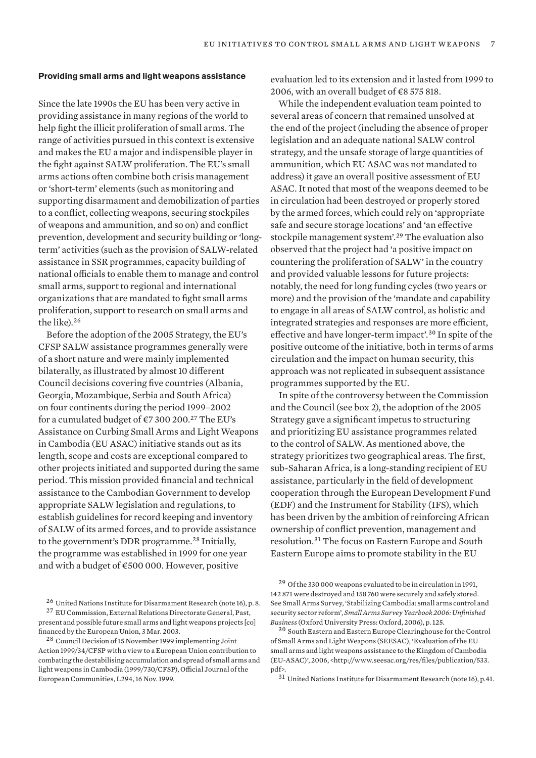#### **Providing small arms and light weapons assistance**

Since the late 1990s the EU has been very active in providing assistance in many regions of the world to help fight the illicit proliferation of small arms. The range of activities pursued in this context is extensive and makes the EU a major and indispensible player in the fight against SALW proliferation. The EU's small arms actions often combine both crisis management or 'short-term' elements (such as monitoring and supporting disarmament and demobilization of parties to a conflict, collecting weapons, securing stockpiles of weapons and ammunition, and so on) and conflict prevention, development and security building or 'long-term' activities (such as the provision of SALW-related assistance in SSR programmes, capacity building of national officials to enable them to manage and control small arms, support to regional and international organizations that are mandated to fight small arms proliferation, support to research on small arms and the like).[26]

Before the adoption of the 2005 Strategy, the EU's CFSP SALW assistance programmes generally were of a short nature and were mainly implemented bilaterally, as illustrated by almost 10 different Council decisions covering five countries (Albania, Georgia, Mozambique, Serbia and South Africa) on four continents during the period 1999–2002 for a cumulated budget of €7 300 200.[27] The EU's Assistance on Curbing Small Arms and Light Weapons in Cambodia (EU ASAC) initiative stands out as its length, scope and costs are exceptional compared to other projects initiated and supported during the same period. This mission provided financial and technical assistance to the Cambodian Government to develop appropriate SALW legislation and regulations, to establish guidelines for record keeping and inventory of SALW of its armed forces, and to provide assistance to the government's DDR programme.[28] Initially, the programme was established in 1999 for one year and with a budget of €500 000. However, positive evaluation led to its extension and it lasted from 1999 to 2006, with an overall budget of €8 575 818.

While the independent evaluation team pointed to several areas of concern that remained unsolved at the end of the project (including the absence of proper legislation and an adequate national SALW control strategy, and the unsafe storage of large quantities of ammunition, which EU ASAC was not mandated to address) it gave an overall positive assessment of EU ASAC. It noted that most of the weapons deemed to be in circulation had been destroyed or properly stored by the armed forces, which could rely on 'appropriate safe and secure storage locations' and 'an effective stockpile management system'.[29] The evaluation also observed that the project had 'a positive impact on countering the proliferation of SALW' in the country and provided valuable lessons for future projects: notably, the need for long funding cycles (two years or more) and the provision of the 'mandate and capability to engage in all areas of SALW control, as holistic and integrated strategies and responses are more efficient, effective and have longer-term impact'.[30] In spite of the positive outcome of the initiative, both in terms of arms circulation and the impact on human security, this approach was not replicated in subsequent assistance programmes supported by the EU.

In spite of the controversy between the Commission and the Council (see box 2), the adoption of the 2005 Strategy gave a significant impetus to structuring and prioritizing EU assistance programmes related to the control of SALW. As mentioned above, the strategy prioritizes two geographical areas. The first, sub-Saharan Africa, is a long-standing recipient of EU assistance, particularly in the field of development cooperation through the European Development Fund (EDF) and the Instrument for Stability (IFS), which has been driven by the ambition of reinforcing African ownership of conflict prevention, management and resolution.[31] The focus on Eastern Europe and South Eastern Europe aims to promote stability in the EU

---

[26] United Nations Institute for Disarmament Research (note 16), p. 8.

[27] EU Commission, External Relations Directorate General, Past, present and possible future small arms and light weapons projects [co] financed by the European Union, 3 Mar. 2003.

[28] Council Decision of 15 November 1999 implementing Joint Action 1999/34/CFSP with a view to a European Union contribution to combating the destabilising accumulation and spread of small arms and light weapons in Cambodia (1999/730/CFSP), Official Journal of the European Communities, L294, 16 Nov. 1999.

[29] Of the 330 000 weapons evaluated to be in circulation in 1991, 142 871 were destroyed and 158 760 were securely and safely stored. See Small Arms Survey, 'Stabilizing Cambodia: small arms control and security sector reform', *Small Arms Survey Yearbook 2006: Unfinished Business* (Oxford University Press: Oxford, 2006), p. 125.

[30] South Eastern and Eastern Europe Clearinghouse for the Control of Small Arms and Light Weapons (SEESAC), 'Evaluation of the EU small arms and light weapons assistance to the Kingdom of Cambodia (EU-ASAC)', 2006, <http://www.seesac.org/res/files/publication/533.pdf>.

[31] United Nations Institute for Disarmament Research (note 16), p.41.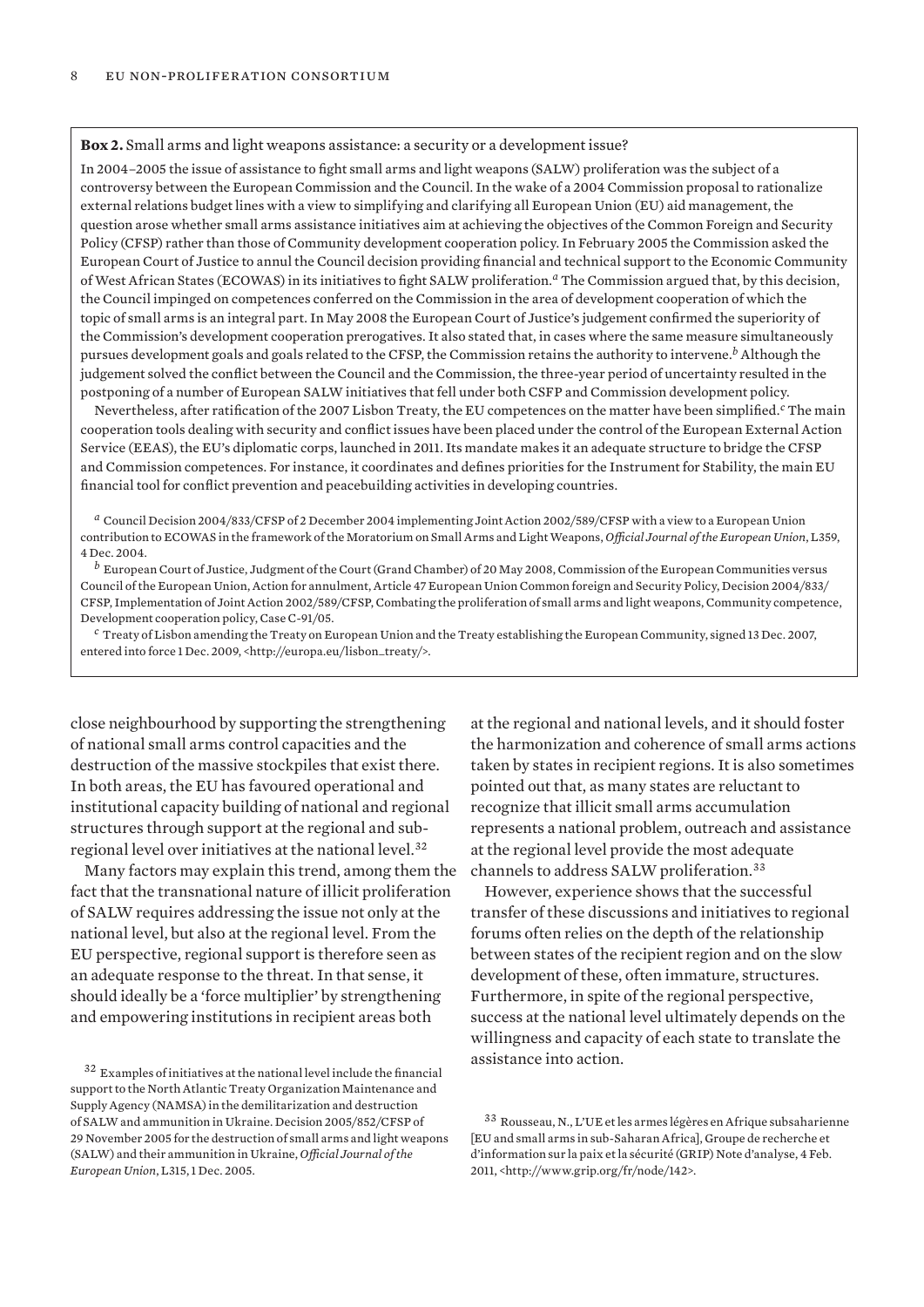**Box 2.** Small arms and light weapons assistance: a security or a development issue?

In 2004–2005 the issue of assistance to fight small arms and light weapons (SALW) proliferation was the subject of a controversy between the European Commission and the Council. In the wake of a 2004 Commission proposal to rationalize external relations budget lines with a view to simplifying and clarifying all European Union (EU) aid management, the question arose whether small arms assistance initiatives aim at achieving the objectives of the Common Foreign and Security Policy (CFSP) rather than those of Community development cooperation policy. In February 2005 the Commission asked the European Court of Justice to annul the Council decision providing financial and technical support to the Economic Community of West African States (ECOWAS) in its initiatives to fight SALW proliferation.[a] The Commission argued that, by this decision, the Council impinged on competences conferred on the Commission in the area of development cooperation of which the topic of small arms is an integral part. In May 2008 the European Court of Justice's judgement confirmed the superiority of the Commission's development cooperation prerogatives. It also stated that, in cases where the same measure simultaneously pursues development goals and goals related to the CFSP, the Commission retains the authority to intervene.[b] Although the judgement solved the conflict between the Council and the Commission, the three-year period of uncertainty resulted in the postponing of a number of European SALW initiatives that fell under both CSFP and Commission development policy.

Nevertheless, after ratification of the 2007 Lisbon Treaty, the EU competences on the matter have been simplified.[c] The main cooperation tools dealing with security and conflict issues have been placed under the control of the European External Action Service (EEAS), the EU's diplomatic corps, launched in 2011. Its mandate makes it an adequate structure to bridge the CFSP and Commission competences. For instance, it coordinates and defines priorities for the Instrument for Stability, the main EU financial tool for conflict prevention and peacebuilding activities in developing countries.

[a] Council Decision 2004/833/CFSP of 2 December 2004 implementing Joint Action 2002/589/CFSP with a view to a European Union contribution to ECOWAS in the framework of the Moratorium on Small Arms and Light Weapons, *Official Journal of the European Union*, L359, 4 Dec. 2004.

[b] European Court of Justice, Judgment of the Court (Grand Chamber) of 20 May 2008, Commission of the European Communities versus Council of the European Union, Action for annulment, Article 47 European Union Common foreign and Security Policy, Decision 2004/833/CFSP, Implementation of Joint Action 2002/589/CFSP, Combating the proliferation of small arms and light weapons, Community competence, Development cooperation policy, Case C-91/05.

[c] Treaty of Lisbon amending the Treaty on European Union and the Treaty establishing the European Community, signed 13 Dec. 2007, entered into force 1 Dec. 2009, <http://europa.eu/lisbon_treaty/>.

close neighbourhood by supporting the strengthening of national small arms control capacities and the destruction of the massive stockpiles that exist there. In both areas, the EU has favoured operational and institutional capacity building of national and regional structures through support at the regional and sub-regional level over initiatives at the national level.[32]

Many factors may explain this trend, among them the fact that the transnational nature of illicit proliferation of SALW requires addressing the issue not only at the national level, but also at the regional level. From the EU perspective, regional support is therefore seen as an adequate response to the threat. In that sense, it should ideally be a 'force multiplier' by strengthening and empowering institutions in recipient areas both at the regional and national levels, and it should foster the harmonization and coherence of small arms actions taken by states in recipient regions. It is also sometimes pointed out that, as many states are reluctant to recognize that illicit small arms accumulation represents a national problem, outreach and assistance at the regional level provide the most adequate channels to address SALW proliferation.[33]

However, experience shows that the successful transfer of these discussions and initiatives to regional forums often relies on the depth of the relationship between states of the recipient region and on the slow development of these, often immature, structures. Furthermore, in spite of the regional perspective, success at the national level ultimately depends on the willingness and capacity of each state to translate the assistance into action.

[32] Examples of initiatives at the national level include the financial support to the North Atlantic Treaty Organization Maintenance and Supply Agency (NAMSA) in the demilitarization and destruction of SALW and ammunition in Ukraine. Decision 2005/852/CFSP of 29 November 2005 for the destruction of small arms and light weapons (SALW) and their ammunition in Ukraine, *Official Journal of the European Union*, L315, 1 Dec. 2005.

[33] Rousseau, N., L'UE et les armes légères en Afrique subsaharienne [EU and small arms in sub-Saharan Africa], Groupe de recherche et d'information sur la paix et la sécurité (GRIP) Note d'analyse, 4 Feb. 2011, <http://www.grip.org/fr/node/142>.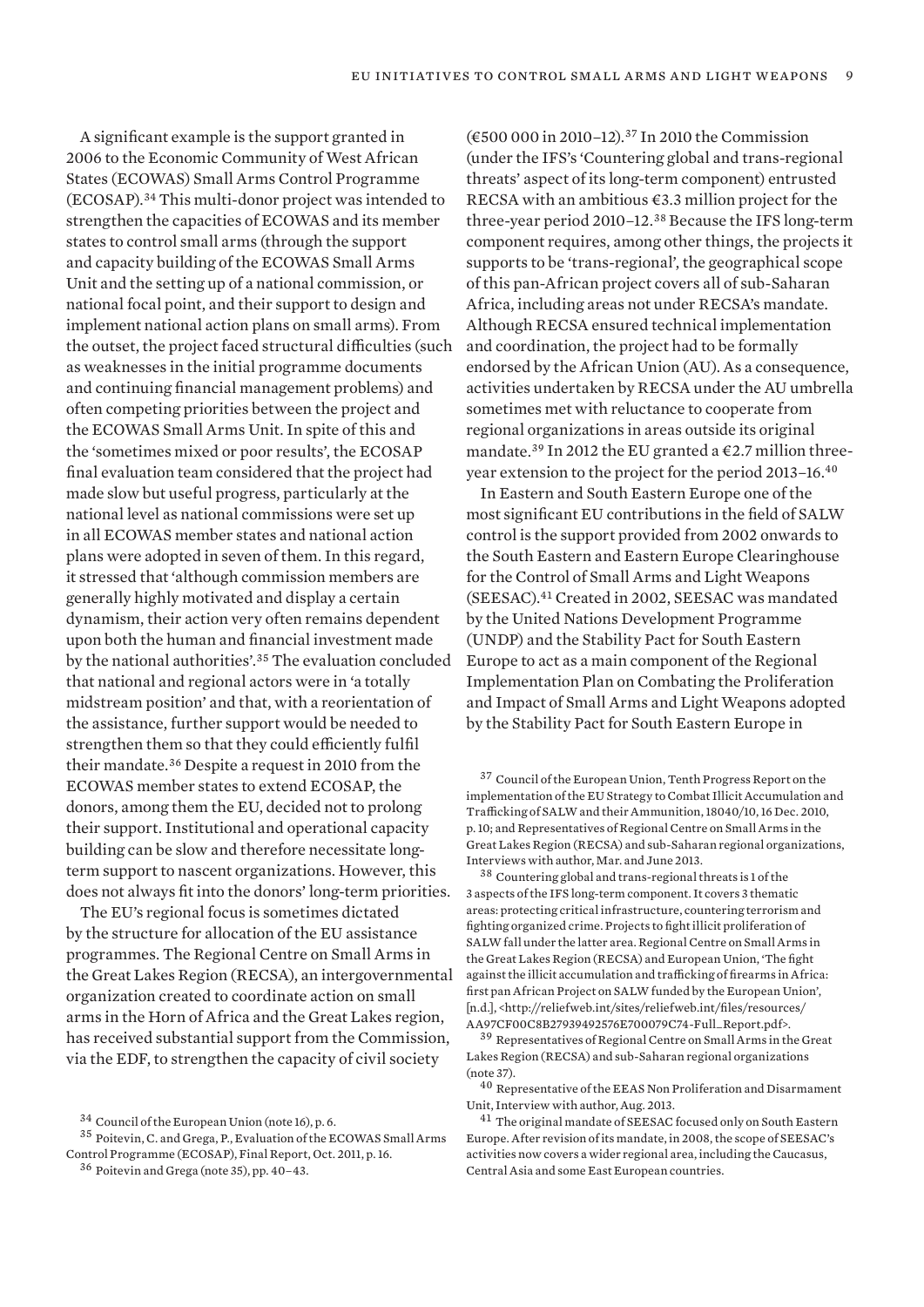A significant example is the support granted in 2006 to the Economic Community of West African States (ECOWAS) Small Arms Control Programme (ECOSAP).[34] This multi-donor project was intended to strengthen the capacities of ECOWAS and its member states to control small arms (through the support and capacity building of the ECOWAS Small Arms Unit and the setting up of a national commission, or national focal point, and their support to design and implement national action plans on small arms). From the outset, the project faced structural difficulties (such as weaknesses in the initial programme documents and continuing financial management problems) and often competing priorities between the project and the ECOWAS Small Arms Unit. In spite of this and the 'sometimes mixed or poor results', the ECOSAP final evaluation team considered that the project had made slow but useful progress, particularly at the national level as national commissions were set up in all ECOWAS member states and national action plans were adopted in seven of them. In this regard, it stressed that 'although commission members are generally highly motivated and display a certain dynamism, their action very often remains dependent upon both the human and financial investment made by the national authorities'.[35] The evaluation concluded that national and regional actors were in 'a totally midstream position' and that, with a reorientation of the assistance, further support would be needed to strengthen them so that they could efficiently fulfil their mandate.[36] Despite a request in 2010 from the ECOWAS member states to extend ECOSAP, the donors, among them the EU, decided not to prolong their support. Institutional and operational capacity building can be slow and therefore necessitate long-term support to nascent organizations. However, this does not always fit into the donors' long-term priorities.

The EU's regional focus is sometimes dictated by the structure for allocation of the EU assistance programmes. The Regional Centre on Small Arms in the Great Lakes Region (RECSA), an intergovernmental organization created to coordinate action on small arms in the Horn of Africa and the Great Lakes region, has received substantial support from the Commission, via the EDF, to strengthen the capacity of civil society (€500 000 in 2010–12).[37] In 2010 the Commission (under the IFS's 'Countering global and trans-regional threats' aspect of its long-term component) entrusted RECSA with an ambitious €3.3 million project for the three-year period 2010–12.[38] Because the IFS long-term component requires, among other things, the projects it supports to be 'trans-regional', the geographical scope of this pan-African project covers all of sub-Saharan Africa, including areas not under RECSA's mandate. Although RECSA ensured technical implementation and coordination, the project had to be formally endorsed by the African Union (AU). As a consequence, activities undertaken by RECSA under the AU umbrella sometimes met with reluctance to cooperate from regional organizations in areas outside its original mandate.[39] In 2012 the EU granted a €2.7 million three-year extension to the project for the period 2013–16.[40]

In Eastern and South Eastern Europe one of the most significant EU contributions in the field of SALW control is the support provided from 2002 onwards to the South Eastern and Eastern Europe Clearinghouse for the Control of Small Arms and Light Weapons (SEESAC).[41] Created in 2002, SEESAC was mandated by the United Nations Development Programme (UNDP) and the Stability Pact for South Eastern Europe to act as a main component of the Regional Implementation Plan on Combating the Proliferation and Impact of Small Arms and Light Weapons adopted by the Stability Pact for South Eastern Europe in

[34] Council of the European Union (note 16), p. 6.

[35] Poitevin, C. and Grega, P., Evaluation of the ECOWAS Small Arms Control Programme (ECOSAP), Final Report, Oct. 2011, p. 16.

[36] Poitevin and Grega (note 35), pp. 40–43.

[37] Council of the European Union, Tenth Progress Report on the implementation of the EU Strategy to Combat Illicit Accumulation and Trafficking of SALW and their Ammunition, 18040/10, 16 Dec. 2010, p. 10; and Representatives of Regional Centre on Small Arms in the Great Lakes Region (RECSA) and sub-Saharan regional organizations, Interviews with author, Mar. and June 2013.

[38] Countering global and trans-regional threats is 1 of the 3 aspects of the IFS long-term component. It covers 3 thematic areas: protecting critical infrastructure, countering terrorism and fighting organized crime. Projects to fight illicit proliferation of SALW fall under the latter area. Regional Centre on Small Arms in the Great Lakes Region (RECSA) and European Union, 'The fight against the illicit accumulation and trafficking of firearms in Africa: first pan African Project on SALW funded by the European Union', [n.d.], <http://reliefweb.int/sites/reliefweb.int/files/resources/AA97CF00C8B27939492576E700079C74-Full_Report.pdf>.

[39] Representatives of Regional Centre on Small Arms in the Great Lakes Region (RECSA) and sub-Saharan regional organizations (note 37).

[40] Representative of the EEAS Non Proliferation and Disarmament Unit, Interview with author, Aug. 2013.

[41] The original mandate of SEESAC focused only on South Eastern Europe. After revision of its mandate, in 2008, the scope of SEESAC's activities now covers a wider regional area, including the Caucasus, Central Asia and some East European countries.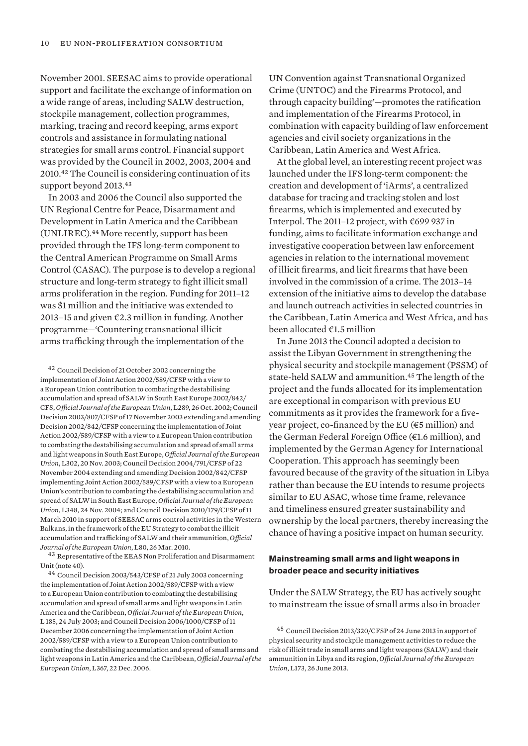November 2001. SEESAC aims to provide operational support and facilitate the exchange of information on a wide range of areas, including SALW destruction, stockpile management, collection programmes, marking, tracing and record keeping, arms export controls and assistance in formulating national strategies for small arms control. Financial support was provided by the Council in 2002, 2003, 2004 and 2010.[42] The Council is considering continuation of its support beyond 2013.[43]

In 2003 and 2006 the Council also supported the UN Regional Centre for Peace, Disarmament and Development in Latin America and the Caribbean (UNLIREC).[44] More recently, support has been provided through the IFS long-term component to the Central American Programme on Small Arms Control (CASAC). The purpose is to develop a regional structure and long-term strategy to fight illicit small arms proliferation in the region. Funding for 2011–12 was \$1 million and the initiative was extended to 2013–15 and given €2.3 million in funding. Another programme—'Countering transnational illicit arms trafficking through the implementation of the UN Convention against Transnational Organized Crime (UNTOC) and the Firearms Protocol, and through capacity building'—promotes the ratification and implementation of the Firearms Protocol, in combination with capacity building of law enforcement agencies and civil society organizations in the Caribbean, Latin America and West Africa.

At the global level, an interesting recent project was launched under the IFS long-term component: the creation and development of 'iArms', a centralized database for tracing and tracking stolen and lost firearms, which is implemented and executed by Interpol. The 2011–12 project, with €699 937 in funding, aims to facilitate information exchange and investigative cooperation between law enforcement agencies in relation to the international movement of illicit firearms, and licit firearms that have been involved in the commission of a crime. The 2013–14 extension of the initiative aims to develop the database and launch outreach activities in selected countries in the Caribbean, Latin America and West Africa, and has been allocated €1.5 million

In June 2013 the Council adopted a decision to assist the Libyan Government in strengthening the physical security and stockpile management (PSSM) of state-held SALW and ammunition.[45] The length of the project and the funds allocated for its implementation are exceptional in comparison with previous EU commitments as it provides the framework for a five-year project, co-financed by the EU (€5 million) and the German Federal Foreign Office (€1.6 million), and implemented by the German Agency for International Cooperation. This approach has seemingly been favoured because of the gravity of the situation in Libya rather than because the EU intends to resume projects similar to EU ASAC, whose time frame, relevance and timeliness ensured greater sustainability and ownership by the local partners, thereby increasing the chance of having a positive impact on human security.

### Mainstreaming small arms and light weapons in broader peace and security initiatives

Under the SALW Strategy, the EU has actively sought to mainstream the issue of small arms also in broader

[42] Council Decision of 21 October 2002 concerning the implementation of Joint Action 2002/589/CFSP with a view to a European Union contribution to combating the destabilising accumulation and spread of SALW in South East Europe 2002/842/CFS, *Official Journal of the European Union*, L289, 26 Oct. 2002; Council Decision 2003/807/CFSP of 17 November 2003 extending and amending Decision 2002/842/CFSP concerning the implementation of Joint Action 2002/589/CFSP with a view to a European Union contribution to combating the destabilising accumulation and spread of small arms and light weapons in South East Europe, *Official Journal of the European Union*, L302, 20 Nov. 2003; Council Decision 2004/791/CFSP of 22 November 2004 extending and amending Decision 2002/842/CFSP implementing Joint Action 2002/589/CFSP with a view to a European Union's contribution to combating the destabilising accumulation and spread of SALW in South East Europe, *Official Journal of the European Union*, L348, 24 Nov. 2004; and Council Decision 2010/179/CFSP of 11 March 2010 in support of SEESAC arms control activities in the Western Balkans, in the framework of the EU Strategy to combat the illicit accumulation and trafficking of SALW and their ammunition, *Official Journal of the European Union*, L80, 26 Mar. 2010.

[43] Representative of the EEAS Non Proliferation and Disarmament Unit (note 40).

[44] Council Decision 2003/543/CFSP of 21 July 2003 concerning the implementation of Joint Action 2002/589/CFSP with a view to a European Union contribution to combating the destabilising accumulation and spread of small arms and light weapons in Latin America and the Caribbean, *Official Journal of the European Union*, L 185, 24 July 2003; and Council Decision 2006/1000/CFSP of 11 December 2006 concerning the implementation of Joint Action 2002/589/CFSP with a view to a European Union contribution to combating the destabilising accumulation and spread of small arms and light weapons in Latin America and the Caribbean, *Official Journal of the European Union*, L367, 22 Dec. 2006.

[45] Council Decision 2013/320/CFSP of 24 June 2013 in support of physical security and stockpile management activities to reduce the risk of illicit trade in small arms and light weapons (SALW) and their ammunition in Libya and its region, *Official Journal of the European Union*, L173, 26 June 2013.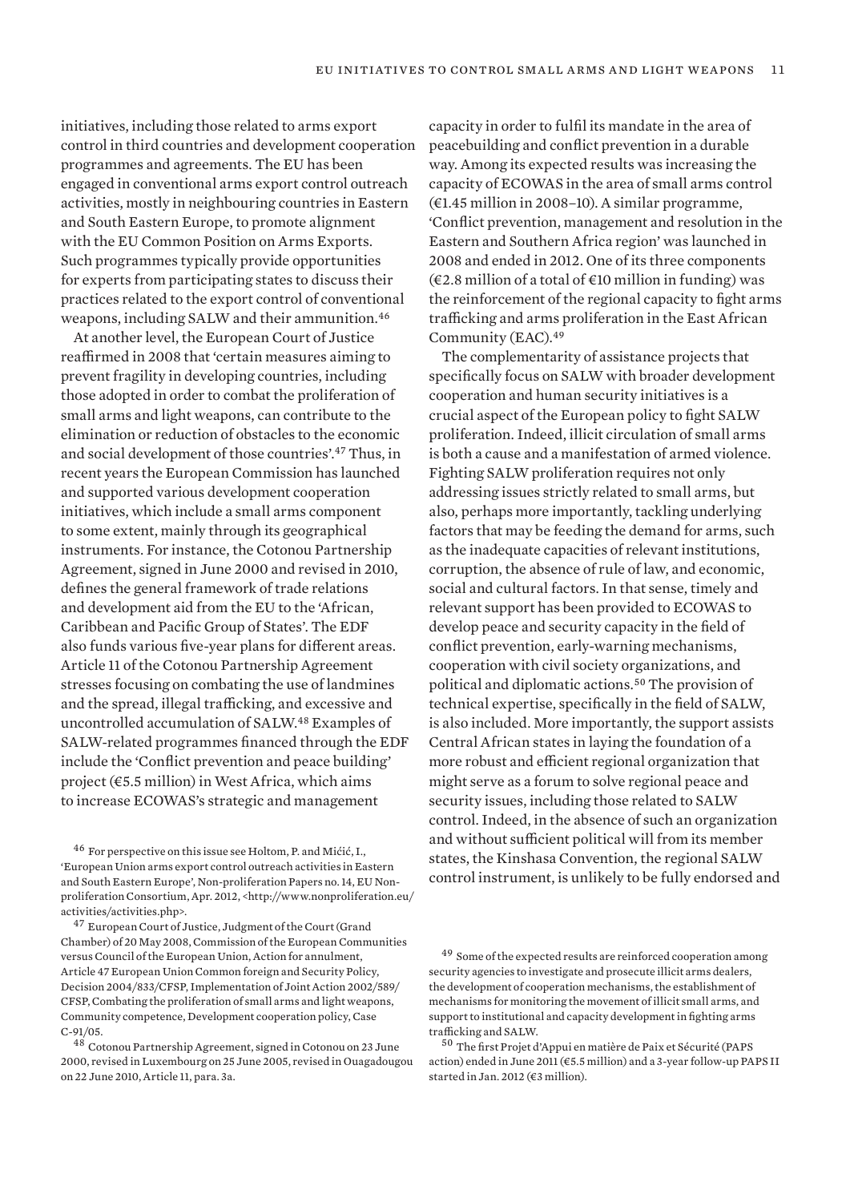initiatives, including those related to arms export control in third countries and development cooperation programmes and agreements. The EU has been engaged in conventional arms export control outreach activities, mostly in neighbouring countries in Eastern and South Eastern Europe, to promote alignment with the EU Common Position on Arms Exports. Such programmes typically provide opportunities for experts from participating states to discuss their practices related to the export control of conventional weapons, including SALW and their ammunition.[46]

At another level, the European Court of Justice reaffirmed in 2008 that 'certain measures aiming to prevent fragility in developing countries, including those adopted in order to combat the proliferation of small arms and light weapons, can contribute to the elimination or reduction of obstacles to the economic and social development of those countries'.[47] Thus, in recent years the European Commission has launched and supported various development cooperation initiatives, which include a small arms component to some extent, mainly through its geographical instruments. For instance, the Cotonou Partnership Agreement, signed in June 2000 and revised in 2010, defines the general framework of trade relations and development aid from the EU to the 'African, Caribbean and Pacific Group of States'. The EDF also funds various five-year plans for different areas. Article 11 of the Cotonou Partnership Agreement stresses focusing on combating the use of landmines and the spread, illegal trafficking, and excessive and uncontrolled accumulation of SALW.[48] Examples of SALW-related programmes financed through the EDF include the 'Conflict prevention and peace building' project (€5.5 million) in West Africa, which aims to increase ECOWAS's strategic and management capacity in order to fulfil its mandate in the area of peacebuilding and conflict prevention in a durable way. Among its expected results was increasing the capacity of ECOWAS in the area of small arms control (€1.45 million in 2008–10). A similar programme, 'Conflict prevention, management and resolution in the Eastern and Southern Africa region' was launched in 2008 and ended in 2012. One of its three components (€2.8 million of a total of €10 million in funding) was the reinforcement of the regional capacity to fight arms trafficking and arms proliferation in the East African Community (EAC).[49]

The complementarity of assistance projects that specifically focus on SALW with broader development cooperation and human security initiatives is a crucial aspect of the European policy to fight SALW proliferation. Indeed, illicit circulation of small arms is both a cause and a manifestation of armed violence. Fighting SALW proliferation requires not only addressing issues strictly related to small arms, but also, perhaps more importantly, tackling underlying factors that may be feeding the demand for arms, such as the inadequate capacities of relevant institutions, corruption, the absence of rule of law, and economic, social and cultural factors. In that sense, timely and relevant support has been provided to ECOWAS to develop peace and security capacity in the field of conflict prevention, early-warning mechanisms, cooperation with civil society organizations, and political and diplomatic actions.[50] The provision of technical expertise, specifically in the field of SALW, is also included. More importantly, the support assists Central African states in laying the foundation of a more robust and efficient regional organization that might serve as a forum to solve regional peace and security issues, including those related to SALW control. Indeed, in the absence of such an organization and without sufficient political will from its member states, the Kinshasa Convention, the regional SALW control instrument, is unlikely to be fully endorsed and

---

[46] For perspective on this issue see Holtom, P. and Mićić, I., 'European Union arms export control outreach activities in Eastern and South Eastern Europe', Non-proliferation Papers no. 14, EU Non-proliferation Consortium, Apr. 2012, <http://www.nonproliferation.eu/activities/activities.php>.

[47] European Court of Justice, Judgment of the Court (Grand Chamber) of 20 May 2008, Commission of the European Communities versus Council of the European Union, Action for annulment, Article 47 European Union Common foreign and Security Policy, Decision 2004/833/CFSP, Implementation of Joint Action 2002/589/CFSP, Combating the proliferation of small arms and light weapons, Community competence, Development cooperation policy, Case C-91/05.

[48] Cotonou Partnership Agreement, signed in Cotonou on 23 June 2000, revised in Luxembourg on 25 June 2005, revised in Ouagadougou on 22 June 2010, Article 11, para. 3a.

[49] Some of the expected results are reinforced cooperation among security agencies to investigate and prosecute illicit arms dealers, the development of cooperation mechanisms, the establishment of mechanisms for monitoring the movement of illicit small arms, and support to institutional and capacity development in fighting arms trafficking and SALW.

[50] The first Projet d'Appui en matière de Paix et Sécurité (PAPS action) ended in June 2011 (€5.5 million) and a 3-year follow-up PAPS II started in Jan. 2012 (€3 million).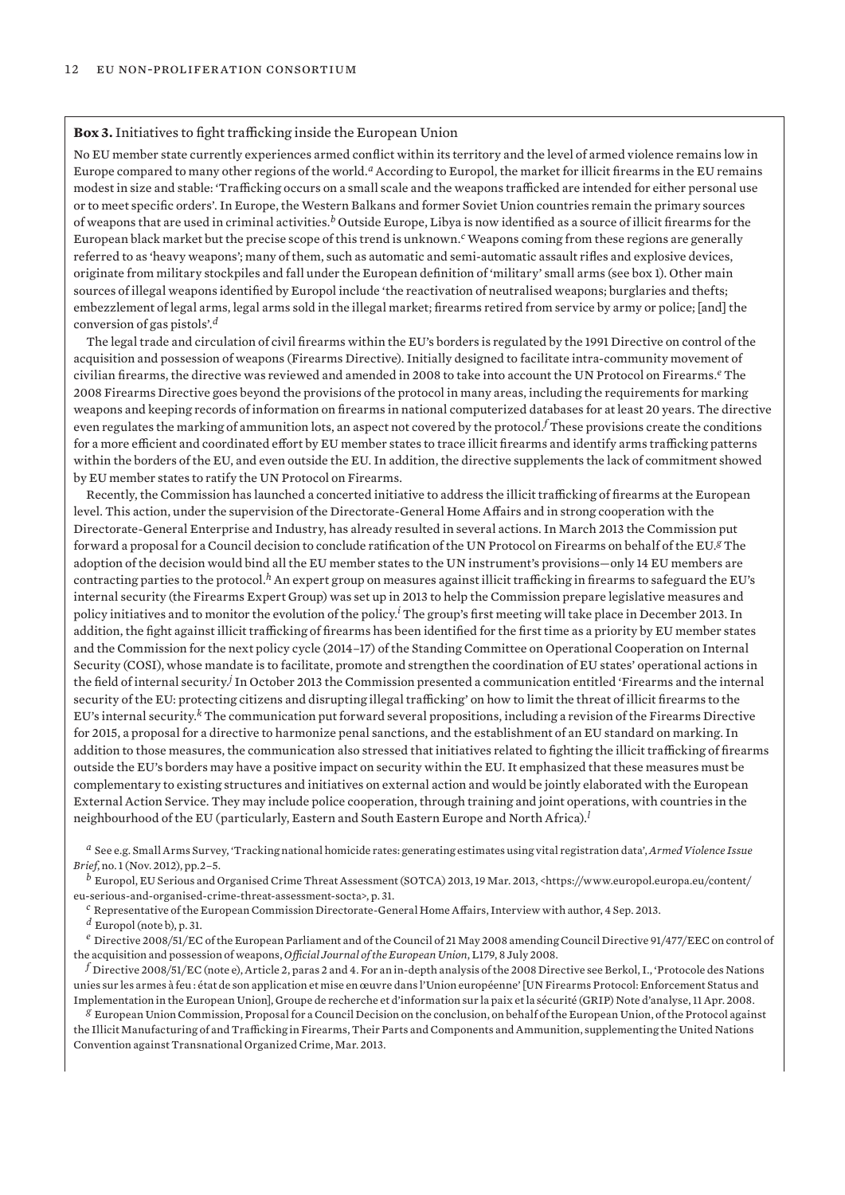**Box 3.** Initiatives to fight trafficking inside the European Union

No EU member state currently experiences armed conflict within its territory and the level of armed violence remains low in Europe compared to many other regions of the world.[a] According to Europol, the market for illicit firearms in the EU remains modest in size and stable: 'Trafficking occurs on a small scale and the weapons trafficked are intended for either personal use or to meet specific orders'. In Europe, the Western Balkans and former Soviet Union countries remain the primary sources of weapons that are used in criminal activities.[b] Outside Europe, Libya is now identified as a source of illicit firearms for the European black market but the precise scope of this trend is unknown.[c] Weapons coming from these regions are generally referred to as 'heavy weapons'; many of them, such as automatic and semi-automatic assault rifles and explosive devices, originate from military stockpiles and fall under the European definition of 'military' small arms (see box 1). Other main sources of illegal weapons identified by Europol include 'the reactivation of neutralised weapons; burglaries and thefts; embezzlement of legal arms, legal arms sold in the illegal market; firearms retired from service by army or police; [and] the conversion of gas pistols'.[d]

The legal trade and circulation of civil firearms within the EU's borders is regulated by the 1991 Directive on control of the acquisition and possession of weapons (Firearms Directive). Initially designed to facilitate intra-community movement of civilian firearms, the directive was reviewed and amended in 2008 to take into account the UN Protocol on Firearms.[e] The 2008 Firearms Directive goes beyond the provisions of the protocol in many areas, including the requirements for marking weapons and keeping records of information on firearms in national computerized databases for at least 20 years. The directive even regulates the marking of ammunition lots, an aspect not covered by the protocol.[f] These provisions create the conditions for a more efficient and coordinated effort by EU member states to trace illicit firearms and identify arms trafficking patterns within the borders of the EU, and even outside the EU. In addition, the directive supplements the lack of commitment showed by EU member states to ratify the UN Protocol on Firearms.

Recently, the Commission has launched a concerted initiative to address the illicit trafficking of firearms at the European level. This action, under the supervision of the Directorate-General Home Affairs and in strong cooperation with the Directorate-General Enterprise and Industry, has already resulted in several actions. In March 2013 the Commission put forward a proposal for a Council decision to conclude ratification of the UN Protocol on Firearms on behalf of the EU.[g] The adoption of the decision would bind all the EU member states to the UN instrument's provisions—only 14 EU members are contracting parties to the protocol.[h] An expert group on measures against illicit trafficking in firearms to safeguard the EU's internal security (the Firearms Expert Group) was set up in 2013 to help the Commission prepare legislative measures and policy initiatives and to monitor the evolution of the policy.[i] The group's first meeting will take place in December 2013. In addition, the fight against illicit trafficking of firearms has been identified for the first time as a priority by EU member states and the Commission for the next policy cycle (2014–17) of the Standing Committee on Operational Cooperation on Internal Security (COSI), whose mandate is to facilitate, promote and strengthen the coordination of EU states' operational actions in the field of internal security.[j] In October 2013 the Commission presented a communication entitled 'Firearms and the internal security of the EU: protecting citizens and disrupting illegal trafficking' on how to limit the threat of illicit firearms to the EU's internal security.[k] The communication put forward several propositions, including a revision of the Firearms Directive for 2015, a proposal for a directive to harmonize penal sanctions, and the establishment of an EU standard on marking. In addition to those measures, the communication also stressed that initiatives related to fighting the illicit trafficking of firearms outside the EU's borders may have a positive impact on security within the EU. It emphasized that these measures must be complementary to existing structures and initiatives on external action and would be jointly elaborated with the European External Action Service. They may include police cooperation, through training and joint operations, with countries in the neighbourhood of the EU (particularly, Eastern and South Eastern Europe and North Africa).[l]

[a] See e.g. Small Arms Survey, 'Tracking national homicide rates: generating estimates using vital registration data', *Armed Violence Issue Brief*, no. 1 (Nov. 2012), pp.2–5.

[b] Europol, EU Serious and Organised Crime Threat Assessment (SOTCA) 2013, 19 Mar. 2013, <https://www.europol.europa.eu/content/eu-serious-and-organised-crime-threat-assessment-socta>, p. 31.

[c] Representative of the European Commission Directorate-General Home Affairs, Interview with author, 4 Sep. 2013.

[d] Europol (note b), p. 31.

[e] Directive 2008/51/EC of the European Parliament and of the Council of 21 May 2008 amending Council Directive 91/477/EEC on control of the acquisition and possession of weapons, *Official Journal of the European Union*, L179, 8 July 2008.

[f] Directive 2008/51/EC (note e), Article 2, paras 2 and 4. For an in-depth analysis of the 2008 Directive see Berkol, I., 'Protocole des Nations unies sur les armes à feu : état de son application et mise en œuvre dans l'Union européenne' [UN Firearms Protocol: Enforcement Status and Implementation in the European Union], Groupe de recherche et d'information sur la paix et la sécurité (GRIP) Note d'analyse, 11 Apr. 2008.

[g] European Union Commission, Proposal for a Council Decision on the conclusion, on behalf of the European Union, of the Protocol against the Illicit Manufacturing of and Trafficking in Firearms, Their Parts and Components and Ammunition, supplementing the United Nations Convention against Transnational Organized Crime, Mar. 2013.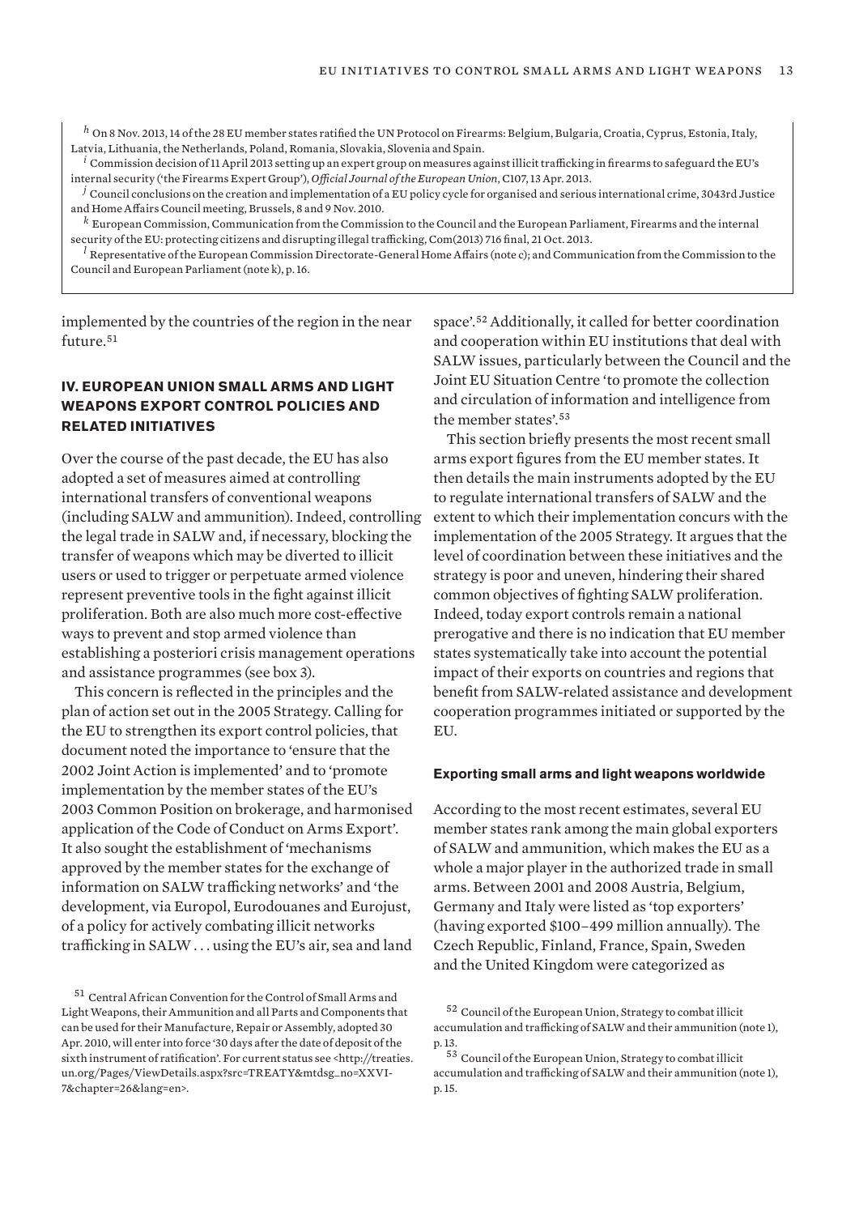[h] On 8 Nov. 2013, 14 of the 28 EU member states ratified the UN Protocol on Firearms: Belgium, Bulgaria, Croatia, Cyprus, Estonia, Italy, Latvia, Lithuania, the Netherlands, Poland, Romania, Slovakia, Slovenia and Spain.

[i] Commission decision of 11 April 2013 setting up an expert group on measures against illicit trafficking in firearms to safeguard the EU's internal security ('the Firearms Expert Group'), *Official Journal of the European Union*, C107, 13 Apr. 2013.

[j] Council conclusions on the creation and implementation of a EU policy cycle for organised and serious international crime, 3043rd Justice and Home Affairs Council meeting, Brussels, 8 and 9 Nov. 2010.

[k] European Commission, Communication from the Commission to the Council and the European Parliament, Firearms and the internal security of the EU: protecting citizens and disrupting illegal trafficking, Com(2013) 716 final, 21 Oct. 2013.

[l] Representative of the European Commission Directorate-General Home Affairs (note c); and Communication from the Commission to the Council and European Parliament (note k), p. 16.

implemented by the countries of the region in the near future.[51]

## IV. European Union small arms and light weapons export control policies and related initiatives

Over the course of the past decade, the EU has also adopted a set of measures aimed at controlling international transfers of conventional weapons (including SALW and ammunition). Indeed, controlling the legal trade in SALW and, if necessary, blocking the transfer of weapons which may be diverted to illicit users or used to trigger or perpetuate armed violence represent preventive tools in the fight against illicit proliferation. Both are also much more cost-effective ways to prevent and stop armed violence than establishing a posteriori crisis management operations and assistance programmes (see box 3).

This concern is reflected in the principles and the plan of action set out in the 2005 Strategy. Calling for the EU to strengthen its export control policies, that document noted the importance to 'ensure that the 2002 Joint Action is implemented' and to 'promote implementation by the member states of the EU's 2003 Common Position on brokerage, and harmonised application of the Code of Conduct on Arms Export'. It also sought the establishment of 'mechanisms approved by the member states for the exchange of information on SALW trafficking networks' and 'the development, via Europol, Eurodouanes and Eurojust, of a policy for actively combating illicit networks trafficking in SALW . . . using the EU's air, sea and land space'.[52] Additionally, it called for better coordination and cooperation within EU institutions that deal with SALW issues, particularly between the Council and the Joint EU Situation Centre 'to promote the collection and circulation of information and intelligence from the member states'.[53]

This section briefly presents the most recent small arms export figures from the EU member states. It then details the main instruments adopted by the EU to regulate international transfers of SALW and the extent to which their implementation concurs with the implementation of the 2005 Strategy. It argues that the level of coordination between these initiatives and the strategy is poor and uneven, hindering their shared common objectives of fighting SALW proliferation. Indeed, today export controls remain a national prerogative and there is no indication that EU member states systematically take into account the potential impact of their exports on countries and regions that benefit from SALW-related assistance and development cooperation programmes initiated or supported by the EU.

### Exporting small arms and light weapons worldwide

According to the most recent estimates, several EU member states rank among the main global exporters of SALW and ammunition, which makes the EU as a whole a major player in the authorized trade in small arms. Between 2001 and 2008 Austria, Belgium, Germany and Italy were listed as 'top exporters' (having exported $100–499 million annually). The Czech Republic, Finland, France, Spain, Sweden and the United Kingdom were categorized as

[51] Central African Convention for the Control of Small Arms and Light Weapons, their Ammunition and all Parts and Components that can be used for their Manufacture, Repair or Assembly, adopted 30 Apr. 2010, will enter into force '30 days after the date of deposit of the sixth instrument of ratification'. For current status see <http://treaties.un.org/Pages/ViewDetails.aspx?src=TREATY&mtdsg_no=XXVI-7&chapter=26&lang=en>.

[52] Council of the European Union, Strategy to combat illicit accumulation and trafficking of SALW and their ammunition (note 1), p. 13.

[53] Council of the European Union, Strategy to combat illicit accumulation and trafficking of SALW and their ammunition (note 1), p. 15.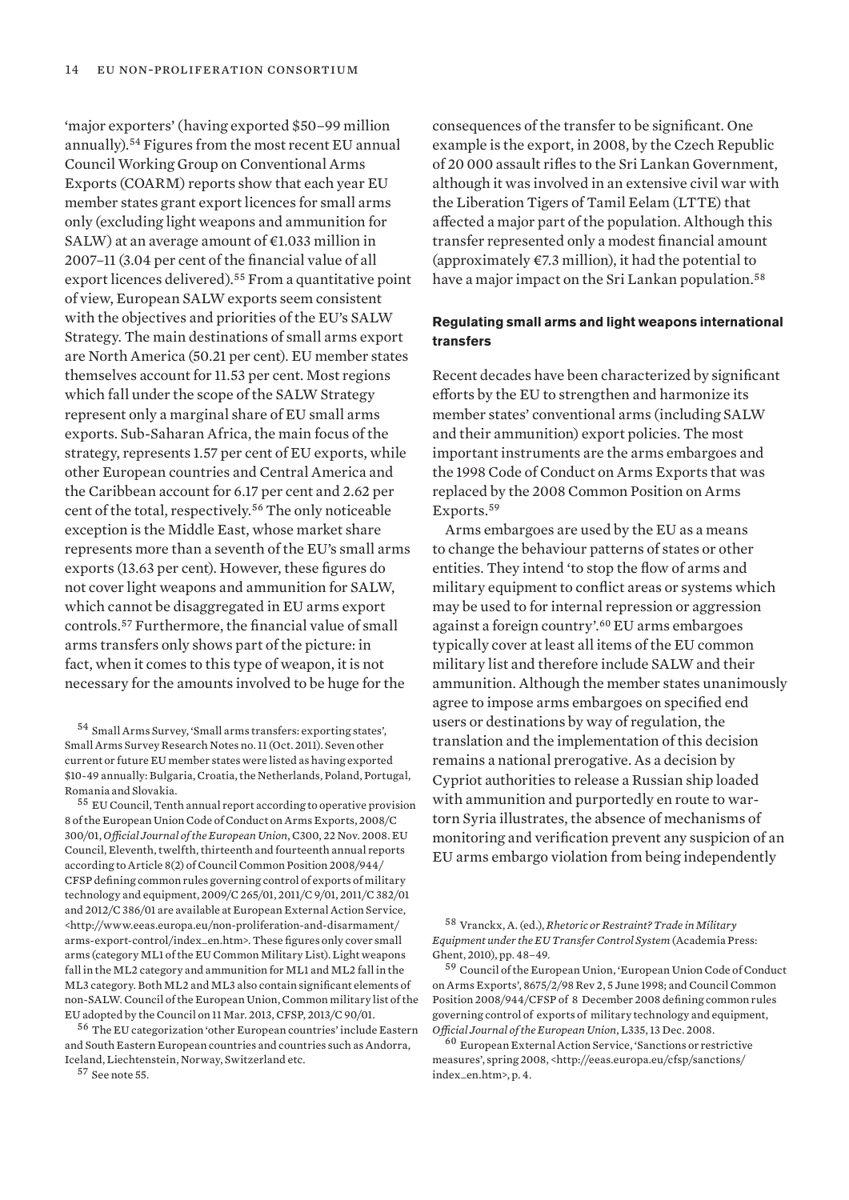'major exporters' (having exported $50–99 million annually).[54] Figures from the most recent EU annual Council Working Group on Conventional Arms Exports (COARM) reports show that each year EU member states grant export licences for small arms only (excluding light weapons and ammunition for SALW) at an average amount of €1.033 million in 2007–11 (3.04 per cent of the financial value of all export licences delivered).[55] From a quantitative point of view, European SALW exports seem consistent with the objectives and priorities of the EU's SALW Strategy. The main destinations of small arms export are North America (50.21 per cent). EU member states themselves account for 11.53 per cent. Most regions which fall under the scope of the SALW Strategy represent only a marginal share of EU small arms exports. Sub-Saharan Africa, the main focus of the strategy, represents 1.57 per cent of EU exports, while other European countries and Central America and the Caribbean account for 6.17 per cent and 2.62 per cent of the total, respectively.[56] The only noticeable exception is the Middle East, whose market share represents more than a seventh of the EU's small arms exports (13.63 per cent). However, these figures do not cover light weapons and ammunition for SALW, which cannot be disaggregated in EU arms export controls.[57] Furthermore, the financial value of small arms transfers only shows part of the picture: in fact, when it comes to this type of weapon, it is not necessary for the amounts involved to be huge for the consequences of the transfer to be significant. One example is the export, in 2008, by the Czech Republic of 20 000 assault rifles to the Sri Lankan Government, although it was involved in an extensive civil war with the Liberation Tigers of Tamil Eelam (LTTE) that affected a major part of the population. Although this transfer represented only a modest financial amount (approximately €7.3 million), it had the potential to have a major impact on the Sri Lankan population.[58]

### Regulating small arms and light weapons international transfers

Recent decades have been characterized by significant efforts by the EU to strengthen and harmonize its member states' conventional arms (including SALW and their ammunition) export policies. The most important instruments are the arms embargoes and the 1998 Code of Conduct on Arms Exports that was replaced by the 2008 Common Position on Arms Exports.[59]

Arms embargoes are used by the EU as a means to change the behaviour patterns of states or other entities. They intend 'to stop the flow of arms and military equipment to conflict areas or systems which may be used to for internal repression or aggression against a foreign country'.[60] EU arms embargoes typically cover at least all items of the EU common military list and therefore include SALW and their ammunition. Although the member states unanimously agree to impose arms embargoes on specified end users or destinations by way of regulation, the translation and the implementation of this decision remains a national prerogative. As a decision by Cypriot authorities to release a Russian ship loaded with ammunition and purportedly en route to war-torn Syria illustrates, the absence of mechanisms of monitoring and verification prevent any suspicion of an EU arms embargo violation from being independently

[54] Small Arms Survey, 'Small arms transfers: exporting states', Small Arms Survey Research Notes no. 11 (Oct. 2011). Seven other current or future EU member states were listed as having exported $10-49 annually: Bulgaria, Croatia, the Netherlands, Poland, Portugal, Romania and Slovakia.

[55] EU Council, Tenth annual report according to operative provision 8 of the European Union Code of Conduct on Arms Exports, 2008/C 300/01, *Official Journal of the European Union*, C300, 22 Nov. 2008. EU Council, Eleventh, twelfth, thirteenth and fourteenth annual reports according to Article 8(2) of Council Common Position 2008/944/CFSP defining common rules governing control of exports of military technology and equipment, 2009/C 265/01, 2011/C 9/01, 2011/C 382/01 and 2012/C 386/01 are available at European External Action Service, <http://www.eeas.europa.eu/non-proliferation-and-disarmament/arms-export-control/index_en.htm>. These figures only cover small arms (category ML1 of the EU Common Military List). Light weapons fall in the ML2 category and ammunition for ML1 and ML2 fall in the ML3 category. Both ML2 and ML3 also contain significant elements of non-SALW. Council of the European Union, Common military list of the EU adopted by the Council on 11 Mar. 2013, CFSP, 2013/C 90/01.

[56] The EU categorization 'other European countries' include Eastern and South Eastern European countries and countries such as Andorra, Iceland, Liechtenstein, Norway, Switzerland etc.

[57] See note 55.

[58] Vranckx, A. (ed.), *Rhetoric or Restraint? Trade in Military Equipment under the EU Transfer Control System* (Academia Press: Ghent, 2010), pp. 48–49.

[59] Council of the European Union, 'European Union Code of Conduct on Arms Exports', 8675/2/98 Rev 2, 5 June 1998; and Council Common Position 2008/944/CFSP of 8 December 2008 defining common rules governing control of exports of military technology and equipment, *Official Journal of the European Union*, L335, 13 Dec. 2008.

[60] European External Action Service, 'Sanctions or restrictive measures', spring 2008, <http://eeas.europa.eu/cfsp/sanctions/index_en.htm>, p. 4.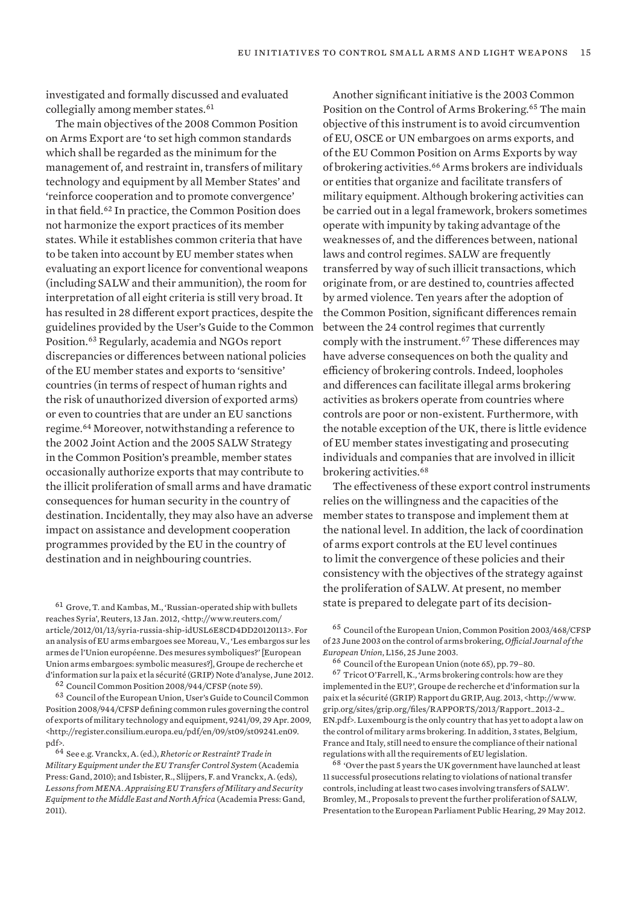investigated and formally discussed and evaluated collegially among member states.[61]

The main objectives of the 2008 Common Position on Arms Export are 'to set high common standards which shall be regarded as the minimum for the management of, and restraint in, transfers of military technology and equipment by all Member States' and 'reinforce cooperation and to promote convergence' in that field.[62] In practice, the Common Position does not harmonize the export practices of its member states. While it establishes common criteria that have to be taken into account by EU member states when evaluating an export licence for conventional weapons (including SALW and their ammunition), the room for interpretation of all eight criteria is still very broad. It has resulted in 28 different export practices, despite the guidelines provided by the User's Guide to the Common Position.[63] Regularly, academia and NGOs report discrepancies or differences between national policies of the EU member states and exports to 'sensitive' countries (in terms of respect of human rights and the risk of unauthorized diversion of exported arms) or even to countries that are under an EU sanctions regime.[64] Moreover, notwithstanding a reference to the 2002 Joint Action and the 2005 SALW Strategy in the Common Position's preamble, member states occasionally authorize exports that may contribute to the illicit proliferation of small arms and have dramatic consequences for human security in the country of destination. Incidentally, they may also have an adverse impact on assistance and development cooperation programmes provided by the EU in the country of destination and in neighbouring countries.

Another significant initiative is the 2003 Common Position on the Control of Arms Brokering.[65] The main objective of this instrument is to avoid circumvention of EU, OSCE or UN embargoes on arms exports, and of the EU Common Position on Arms Exports by way of brokering activities.[66] Arms brokers are individuals or entities that organize and facilitate transfers of military equipment. Although brokering activities can be carried out in a legal framework, brokers sometimes operate with impunity by taking advantage of the weaknesses of, and the differences between, national laws and control regimes. SALW are frequently transferred by way of such illicit transactions, which originate from, or are destined to, countries affected by armed violence. Ten years after the adoption of the Common Position, significant differences remain between the 24 control regimes that currently comply with the instrument.[67] These differences may have adverse consequences on both the quality and efficiency of brokering controls. Indeed, loopholes and differences can facilitate illegal arms brokering activities as brokers operate from countries where controls are poor or non-existent. Furthermore, with the notable exception of the UK, there is little evidence of EU member states investigating and prosecuting individuals and companies that are involved in illicit brokering activities.[68]

The effectiveness of these export control instruments relies on the willingness and the capacities of the member states to transpose and implement them at the national level. In addition, the lack of coordination of arms export controls at the EU level continues to limit the convergence of these policies and their consistency with the objectives of the strategy against the proliferation of SALW. At present, no member state is prepared to delegate part of its decision-

[61] Grove, T. and Kambas, M., 'Russian-operated ship with bullets reaches Syria', Reuters, 13 Jan. 2012, <http://www.reuters.com/article/2012/01/13/syria-russia-ship-idUSL6E8CD4DD20120113>. For an analysis of EU arms embargoes see Moreau, V., 'Les embargos sur les armes de l'Union européenne. Des mesures symboliques?' [European Union arms embargoes: symbolic measures?], Groupe de recherche et d'information sur la paix et la sécurité (GRIP) Note d'analyse, June 2012.

[62] Council Common Position 2008/944/CFSP (note 59).

[63] Council of the European Union, User's Guide to Council Common Position 2008/944/CFSP defining common rules governing the control of exports of military technology and equipment, 9241/09, 29 Apr. 2009, <http://register.consilium.europa.eu/pdf/en/09/st09/st09241.en09.pdf>.

[64] See e.g. Vranckx, A. (ed.), *Rhetoric or Restraint? Trade in Military Equipment under the EU Transfer Control System* (Academia Press: Gand, 2010); and Isbister, R., Slijpers, F. and Vranckx, A. (eds), *Lessons from MENA. Appraising EU Transfers of Military and Security Equipment to the Middle East and North Africa* (Academia Press: Gand, 2011).

[65] Council of the European Union, Common Position 2003/468/CFSP of 23 June 2003 on the control of arms brokering, *Official Journal of the European Union*, L156, 25 June 2003.

[66] Council of the European Union (note 65), pp. 79–80.

[67] Tricot O'Farrell, K., 'Arms brokering controls: how are they implemented in the EU?', Groupe de recherche et d'information sur la paix et la sécurité (GRIP) Rapport du GRIP, Aug. 2013, <http://www.grip.org/sites/grip.org/files/RAPPORTS/2013/Rapport_2013-2_EN.pdf>. Luxembourg is the only country that has yet to adopt a law on the control of military arms brokering. In addition, 3 states, Belgium, France and Italy, still need to ensure the compliance of their national regulations with all the requirements of EU legislation.

[68] 'Over the past 5 years the UK government have launched at least 11 successful prosecutions relating to violations of national transfer controls, including at least two cases involving transfers of SALW'. Bromley, M., Proposals to prevent the further proliferation of SALW, Presentation to the European Parliament Public Hearing, 29 May 2012.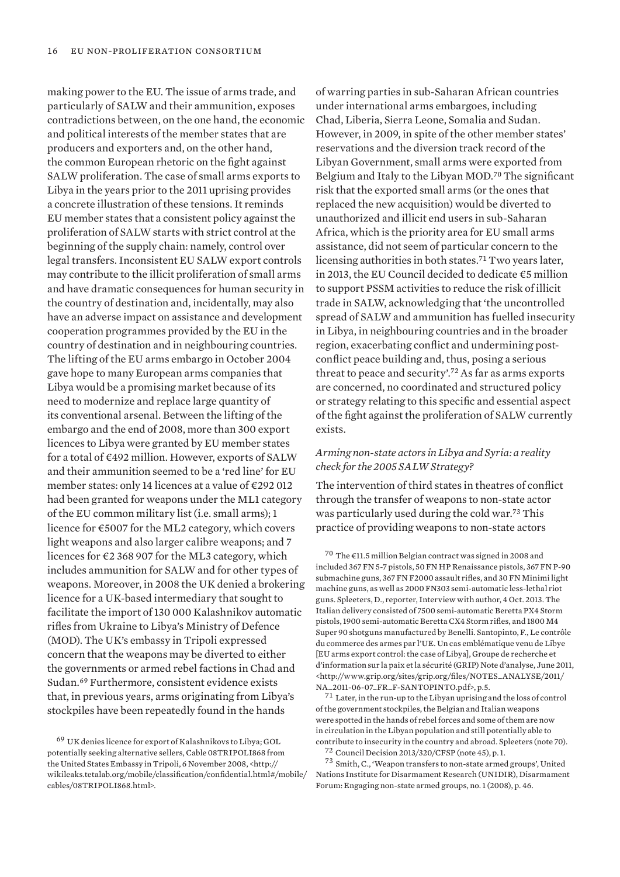making power to the EU. The issue of arms trade, and particularly of SALW and their ammunition, exposes contradictions between, on the one hand, the economic and political interests of the member states that are producers and exporters and, on the other hand, the common European rhetoric on the fight against SALW proliferation. The case of small arms exports to Libya in the years prior to the 2011 uprising provides a concrete illustration of these tensions. It reminds EU member states that a consistent policy against the proliferation of SALW starts with strict control at the beginning of the supply chain: namely, control over legal transfers. Inconsistent EU SALW export controls may contribute to the illicit proliferation of small arms and have dramatic consequences for human security in the country of destination and, incidentally, may also have an adverse impact on assistance and development cooperation programmes provided by the EU in the country of destination and in neighbouring countries. The lifting of the EU arms embargo in October 2004 gave hope to many European arms companies that Libya would be a promising market because of its need to modernize and replace large quantity of its conventional arsenal. Between the lifting of the embargo and the end of 2008, more than 300 export licences to Libya were granted by EU member states for a total of €492 million. However, exports of SALW and their ammunition seemed to be a 'red line' for EU member states: only 14 licences at a value of €292 012 had been granted for weapons under the ML1 category of the EU common military list (i.e. small arms); 1 licence for €5007 for the ML2 category, which covers light weapons and also larger calibre weapons; and 7 licences for €2 368 907 for the ML3 category, which includes ammunition for SALW and for other types of weapons. Moreover, in 2008 the UK denied a brokering licence for a UK-based intermediary that sought to facilitate the import of 130 000 Kalashnikov automatic rifles from Ukraine to Libya's Ministry of Defence (MOD). The UK's embassy in Tripoli expressed concern that the weapons may be diverted to either the governments or armed rebel factions in Chad and Sudan.[69] Furthermore, consistent evidence exists that, in previous years, arms originating from Libya's stockpiles have been repeatedly found in the hands of warring parties in sub-Saharan African countries under international arms embargoes, including Chad, Liberia, Sierra Leone, Somalia and Sudan. However, in 2009, in spite of the other member states' reservations and the diversion track record of the Libyan Government, small arms were exported from Belgium and Italy to the Libyan MOD.[70] The significant risk that the exported small arms (or the ones that replaced the new acquisition) would be diverted to unauthorized and illicit end users in sub-Saharan Africa, which is the priority area for EU small arms assistance, did not seem of particular concern to the licensing authorities in both states.[71] Two years later, in 2013, the EU Council decided to dedicate €5 million to support PSSM activities to reduce the risk of illicit trade in SALW, acknowledging that 'the uncontrolled spread of SALW and ammunition has fuelled insecurity in Libya, in neighbouring countries and in the broader region, exacerbating conflict and undermining post-conflict peace building and, thus, posing a serious threat to peace and security'.[72] As far as arms exports are concerned, no coordinated and structured policy or strategy relating to this specific and essential aspect of the fight against the proliferation of SALW currently exists.

### *Arming non-state actors in Libya and Syria: a reality check for the 2005 SALW Strategy?*

The intervention of third states in theatres of conflict through the transfer of weapons to non-state actor was particularly used during the cold war.[73] This practice of providing weapons to non-state actors

[69] UK denies licence for export of Kalashnikovs to Libya; GOL potentially seeking alternative sellers, Cable 08TRIPOLI868 from the United States Embassy in Tripoli, 6 November 2008, <http://wikileaks.tetalab.org/mobile/classification/confidential.html#/mobile/cables/08TRIPOLI868.html>.

[70] The €11.5 million Belgian contract was signed in 2008 and included 367 FN 5-7 pistols, 50 FN HP Renaissance pistols, 367 FN P-90 submachine guns, 367 FN F2000 assault rifles, and 30 FN Minimi light machine guns, as well as 2000 FN303 semi-automatic less-lethal riot guns. Spleeters, D., reporter, Interview with author, 4 Oct. 2013. The Italian delivery consisted of 7500 semi-automatic Beretta PX4 Storm pistols, 1900 semi-automatic Beretta CX4 Storm rifles, and 1800 M4 Super 90 shotguns manufactured by Benelli. Santopinto, F., Le contrôle du commerce des armes par l'UE. Un cas emblématique venu de Libye [EU arms export control: the case of Libya], Groupe de recherche et d'information sur la paix et la sécurité (GRIP) Note d'analyse, June 2011, <http://www.grip.org/sites/grip.org/files/NOTES_ANALYSE/2011/NA_2011-06-07_FR_F-SANTOPINTO.pdf>, p.5.

[71] Later, in the run-up to the Libyan uprising and the loss of control of the government stockpiles, the Belgian and Italian weapons were spotted in the hands of rebel forces and some of them are now in circulation in the Libyan population and still potentially able to contribute to insecurity in the country and abroad. Spleeters (note 70).

[72] Council Decision 2013/320/CFSP (note 45), p. 1.

[73] Smith, C., 'Weapon transfers to non-state armed groups', United Nations Institute for Disarmament Research (UNIDIR), Disarmament Forum: Engaging non-state armed groups, no. 1 (2008), p. 46.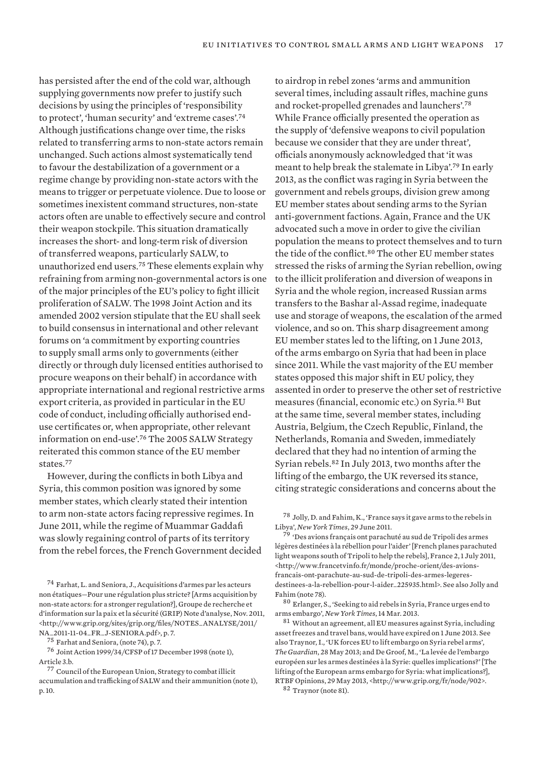has persisted after the end of the cold war, although supplying governments now prefer to justify such decisions by using the principles of 'responsibility to protect', 'human security' and 'extreme cases'.[74] Although justifications change over time, the risks related to transferring arms to non-state actors remain unchanged. Such actions almost systematically tend to favour the destabilization of a government or a regime change by providing non-state actors with the means to trigger or perpetuate violence. Due to loose or sometimes inexistent command structures, non-state actors often are unable to effectively secure and control their weapon stockpile. This situation dramatically increases the short- and long-term risk of diversion of transferred weapons, particularly SALW, to unauthorized end users.[75] These elements explain why refraining from arming non-governmental actors is one of the major principles of the EU's policy to fight illicit proliferation of SALW. The 1998 Joint Action and its amended 2002 version stipulate that the EU shall seek to build consensus in international and other relevant forums on 'a commitment by exporting countries to supply small arms only to governments (either directly or through duly licensed entities authorised to procure weapons on their behalf) in accordance with appropriate international and regional restrictive arms export criteria, as provided in particular in the EU code of conduct, including officially authorised end-use certificates or, when appropriate, other relevant information on end-use'.[76] The 2005 SALW Strategy reiterated this common stance of the EU member states.[77]

However, during the conflicts in both Libya and Syria, this common position was ignored by some member states, which clearly stated their intention to arm non-state actors facing repressive regimes. In June 2011, while the regime of Muammar Gaddafi was slowly regaining control of parts of its territory from the rebel forces, the French Government decided to airdrop in rebel zones 'arms and ammunition several times, including assault rifles, machine guns and rocket-propelled grenades and launchers'.[78] While France officially presented the operation as the supply of 'defensive weapons to civil population because we consider that they are under threat', officials anonymously acknowledged that 'it was meant to help break the stalemate in Libya'.[79] In early 2013, as the conflict was raging in Syria between the government and rebels groups, division grew among EU member states about sending arms to the Syrian anti-government factions. Again, France and the UK advocated such a move in order to give the civilian population the means to protect themselves and to turn the tide of the conflict.[80] The other EU member states stressed the risks of arming the Syrian rebellion, owing to the illicit proliferation and diversion of weapons in Syria and the whole region, increased Russian arms transfers to the Bashar al-Assad regime, inadequate use and storage of weapons, the escalation of the armed violence, and so on. This sharp disagreement among EU member states led to the lifting, on 1 June 2013, of the arms embargo on Syria that had been in place since 2011. While the vast majority of the EU member states opposed this major shift in EU policy, they assented in order to preserve the other set of restrictive measures (financial, economic etc.) on Syria.[81] But at the same time, several member states, including Austria, Belgium, the Czech Republic, Finland, the Netherlands, Romania and Sweden, immediately declared that they had no intention of arming the Syrian rebels.[82] In July 2013, two months after the lifting of the embargo, the UK reversed its stance, citing strategic considerations and concerns about the

[74] Farhat, L. and Seniora, J., Acquisitions d'armes par les acteurs non étatiques—Pour une régulation plus stricte? [Arms acquisition by non-state actors: for a stronger regulation?], Groupe de recherche et d'information sur la paix et la sécurité (GRIP) Note d'analyse, Nov. 2011, <http://www.grip.org/sites/grip.org/files/NOTES_ANALYSE/2011/NA_2011-11-04_FR_J-SENIORA.pdf>, p. 7.

[75] Farhat and Seniora, (note 74), p. 7.

[76] Joint Action 1999/34/CFSP of 17 December 1998 (note 1), Article 3.b.

[77] Council of the European Union, Strategy to combat illicit accumulation and trafficking of SALW and their ammunition (note 1), p. 10.

[78] Jolly, D. and Fahim, K., 'France says it gave arms to the rebels in Libya', *New York Times*, 29 June 2011.

[79] 'Des avions français ont parachuté au sud de Tripoli des armes légères destinées à la rébellion pour l'aider' [French planes parachuted light weapons south of Tripoli to help the rebels], France 2, 1 July 2011, <http://www.francetvinfo.fr/monde/proche-orient/des-avions-francais-ont-parachute-au-sud-de-tripoli-des-armes-legeres-destinees-a-la-rebellion-pour-l-aider_225935.html>. See also Jolly and Fahim (note 78).

[80] Erlanger, S., 'Seeking to aid rebels in Syria, France urges end to arms embargo', *New York Times*, 14 Mar. 2013.

[81] Without an agreement, all EU measures against Syria, including asset freezes and travel bans, would have expired on 1 June 2013. See also Traynor, I., 'UK forces EU to lift embargo on Syria rebel arms', *The Guardian*, 28 May 2013; and De Groof, M., 'La levée de l'embargo européen sur les armes destinées à la Syrie: quelles implications?' [The lifting of the European arms embargo for Syria: what implications?], RTBF Opinions, 29 May 2013, <http://www.grip.org/fr/node/902>.

[82] Traynor (note 81).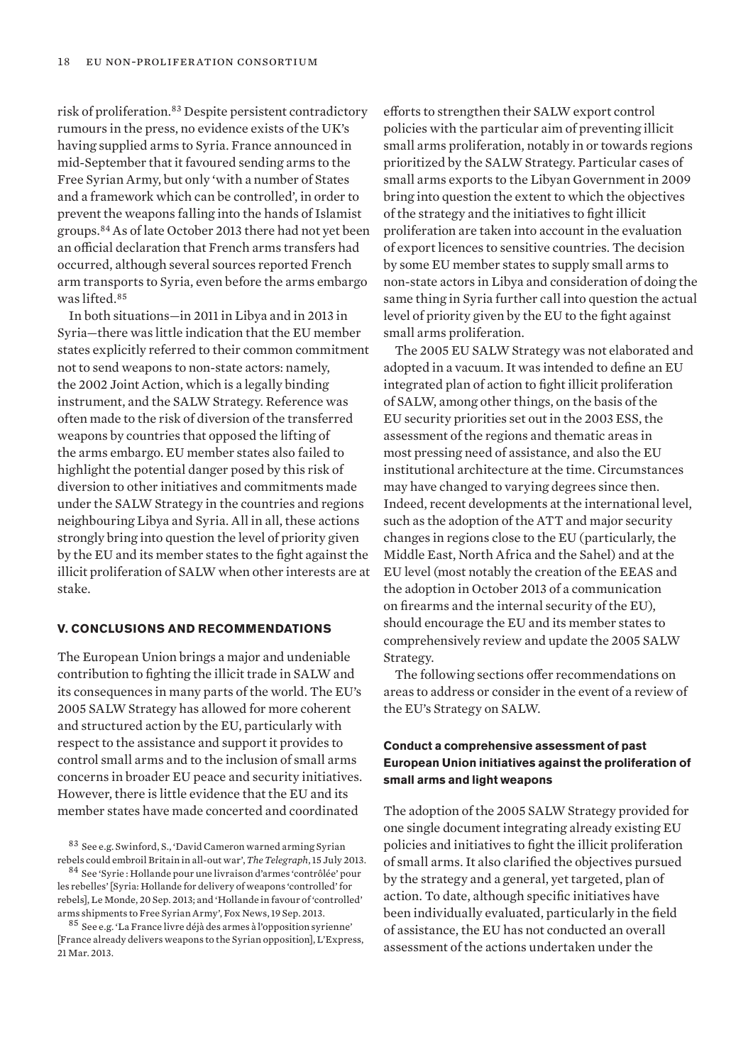risk of proliferation.[83] Despite persistent contradictory rumours in the press, no evidence exists of the UK's having supplied arms to Syria. France announced in mid-September that it favoured sending arms to the Free Syrian Army, but only 'with a number of States and a framework which can be controlled', in order to prevent the weapons falling into the hands of Islamist groups.[84] As of late October 2013 there had not yet been an official declaration that French arms transfers had occurred, although several sources reported French arm transports to Syria, even before the arms embargo was lifted.[85]

In both situations—in 2011 in Libya and in 2013 in Syria—there was little indication that the EU member states explicitly referred to their common commitment not to send weapons to non-state actors: namely, the 2002 Joint Action, which is a legally binding instrument, and the SALW Strategy. Reference was often made to the risk of diversion of the transferred weapons by countries that opposed the lifting of the arms embargo. EU member states also failed to highlight the potential danger posed by this risk of diversion to other initiatives and commitments made under the SALW Strategy in the countries and regions neighbouring Libya and Syria. All in all, these actions strongly bring into question the level of priority given by the EU and its member states to the fight against the illicit proliferation of SALW when other interests are at stake.

## V. CONCLUSIONS AND RECOMMENDATIONS

The European Union brings a major and undeniable contribution to fighting the illicit trade in SALW and its consequences in many parts of the world. The EU's 2005 SALW Strategy has allowed for more coherent and structured action by the EU, particularly with respect to the assistance and support it provides to control small arms and to the inclusion of small arms concerns in broader EU peace and security initiatives. However, there is little evidence that the EU and its member states have made concerted and coordinated efforts to strengthen their SALW export control policies with the particular aim of preventing illicit small arms proliferation, notably in or towards regions prioritized by the SALW Strategy. Particular cases of small arms exports to the Libyan Government in 2009 bring into question the extent to which the objectives of the strategy and the initiatives to fight illicit proliferation are taken into account in the evaluation of export licences to sensitive countries. The decision by some EU member states to supply small arms to non-state actors in Libya and consideration of doing the same thing in Syria further call into question the actual level of priority given by the EU to the fight against small arms proliferation.

The 2005 EU SALW Strategy was not elaborated and adopted in a vacuum. It was intended to define an EU integrated plan of action to fight illicit proliferation of SALW, among other things, on the basis of the EU security priorities set out in the 2003 ESS, the assessment of the regions and thematic areas in most pressing need of assistance, and also the EU institutional architecture at the time. Circumstances may have changed to varying degrees since then. Indeed, recent developments at the international level, such as the adoption of the ATT and major security changes in regions close to the EU (particularly, the Middle East, North Africa and the Sahel) and at the EU level (most notably the creation of the EEAS and the adoption in October 2013 of a communication on firearms and the internal security of the EU), should encourage the EU and its member states to comprehensively review and update the 2005 SALW Strategy.

The following sections offer recommendations on areas to address or consider in the event of a review of the EU's Strategy on SALW.

### Conduct a comprehensive assessment of past European Union initiatives against the proliferation of small arms and light weapons

The adoption of the 2005 SALW Strategy provided for one single document integrating already existing EU policies and initiatives to fight the illicit proliferation of small arms. It also clarified the objectives pursued by the strategy and a general, yet targeted, plan of action. To date, although specific initiatives have been individually evaluated, particularly in the field of assistance, the EU has not conducted an overall assessment of the actions undertaken under the

[83] See e.g. Swinford, S., 'David Cameron warned arming Syrian rebels could embroil Britain in all-out war', *The Telegraph*, 15 July 2013.

[84] See 'Syrie : Hollande pour une livraison d'armes 'contrôlée' pour les rebelles' [Syria: Hollande for delivery of weapons 'controlled' for rebels], Le Monde, 20 Sep. 2013; and 'Hollande in favour of 'controlled' arms shipments to Free Syrian Army', Fox News, 19 Sep. 2013.

[85] See e.g. 'La France livre déjà des armes à l'opposition syrienne' [France already delivers weapons to the Syrian opposition], L'Express, 21 Mar. 2013.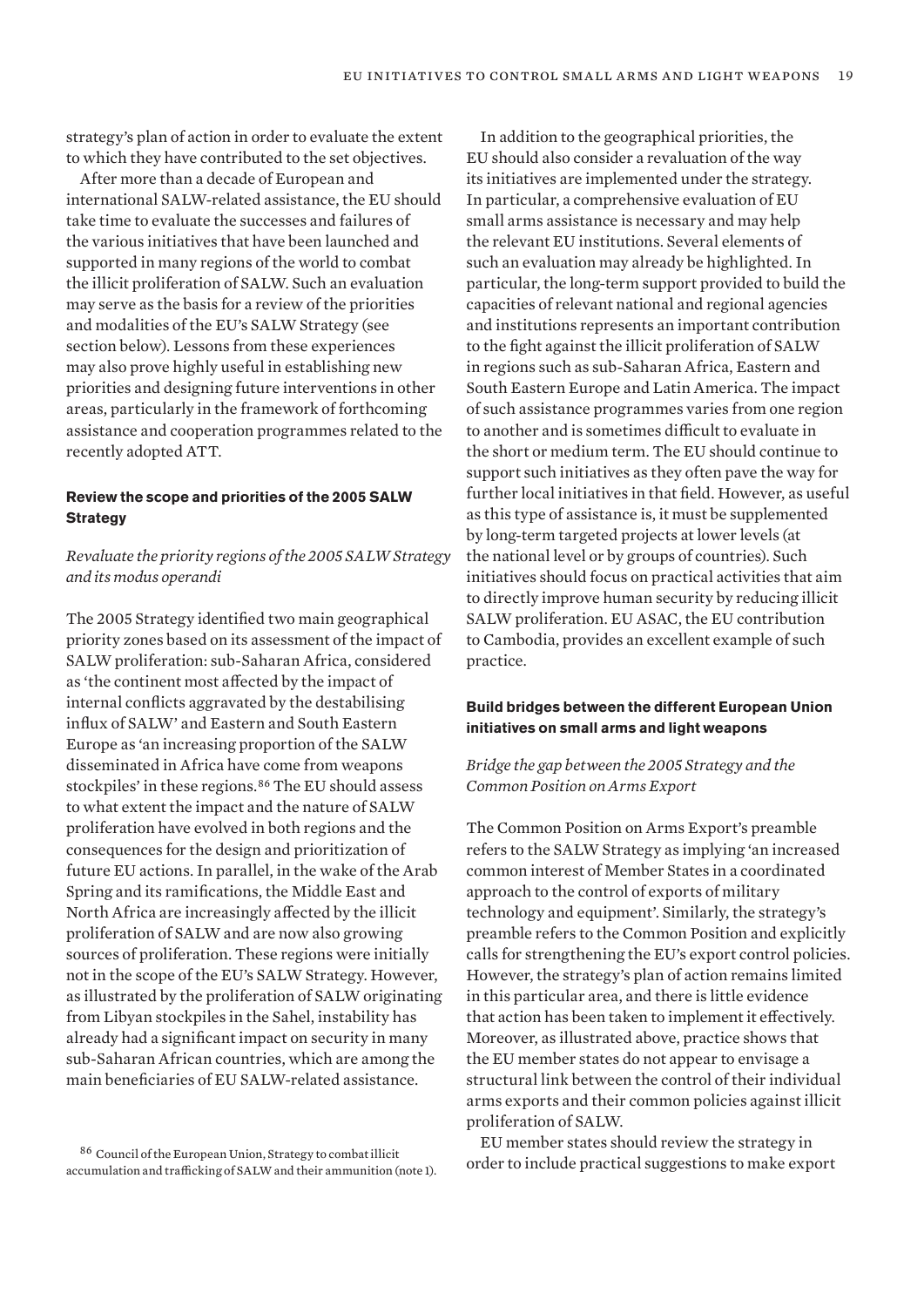strategy's plan of action in order to evaluate the extent to which they have contributed to the set objectives.

After more than a decade of European and international SALW-related assistance, the EU should take time to evaluate the successes and failures of the various initiatives that have been launched and supported in many regions of the world to combat the illicit proliferation of SALW. Such an evaluation may serve as the basis for a review of the priorities and modalities of the EU's SALW Strategy (see section below). Lessons from these experiences may also prove highly useful in establishing new priorities and designing future interventions in other areas, particularly in the framework of forthcoming assistance and cooperation programmes related to the recently adopted ATT.

### Review the scope and priorities of the 2005 SALW Strategy

*Revaluate the priority regions of the 2005 SALW Strategy and its modus operandi*

The 2005 Strategy identified two main geographical priority zones based on its assessment of the impact of SALW proliferation: sub-Saharan Africa, considered as 'the continent most affected by the impact of internal conflicts aggravated by the destabilising influx of SALW' and Eastern and South Eastern Europe as 'an increasing proportion of the SALW disseminated in Africa have come from weapons stockpiles' in these regions.[86] The EU should assess to what extent the impact and the nature of SALW proliferation have evolved in both regions and the consequences for the design and prioritization of future EU actions. In parallel, in the wake of the Arab Spring and its ramifications, the Middle East and North Africa are increasingly affected by the illicit proliferation of SALW and are now also growing sources of proliferation. These regions were initially not in the scope of the EU's SALW Strategy. However, as illustrated by the proliferation of SALW originating from Libyan stockpiles in the Sahel, instability has already had a significant impact on security in many sub-Saharan African countries, which are among the main beneficiaries of EU SALW-related assistance.

In addition to the geographical priorities, the EU should also consider a revaluation of the way its initiatives are implemented under the strategy. In particular, a comprehensive evaluation of EU small arms assistance is necessary and may help the relevant EU institutions. Several elements of such an evaluation may already be highlighted. In particular, the long-term support provided to build the capacities of relevant national and regional agencies and institutions represents an important contribution to the fight against the illicit proliferation of SALW in regions such as sub-Saharan Africa, Eastern and South Eastern Europe and Latin America. The impact of such assistance programmes varies from one region to another and is sometimes difficult to evaluate in the short or medium term. The EU should continue to support such initiatives as they often pave the way for further local initiatives in that field. However, as useful as this type of assistance is, it must be supplemented by long-term targeted projects at lower levels (at the national level or by groups of countries). Such initiatives should focus on practical activities that aim to directly improve human security by reducing illicit SALW proliferation. EU ASAC, the EU contribution to Cambodia, provides an excellent example of such practice.

### Build bridges between the different European Union initiatives on small arms and light weapons

*Bridge the gap between the 2005 Strategy and the Common Position on Arms Export*

The Common Position on Arms Export's preamble refers to the SALW Strategy as implying 'an increased common interest of Member States in a coordinated approach to the control of exports of military technology and equipment'. Similarly, the strategy's preamble refers to the Common Position and explicitly calls for strengthening the EU's export control policies. However, the strategy's plan of action remains limited in this particular area, and there is little evidence that action has been taken to implement it effectively. Moreover, as illustrated above, practice shows that the EU member states do not appear to envisage a structural link between the control of their individual arms exports and their common policies against illicit proliferation of SALW.

EU member states should review the strategy in order to include practical suggestions to make export

[86] Council of the European Union, Strategy to combat illicit accumulation and trafficking of SALW and their ammunition (note 1).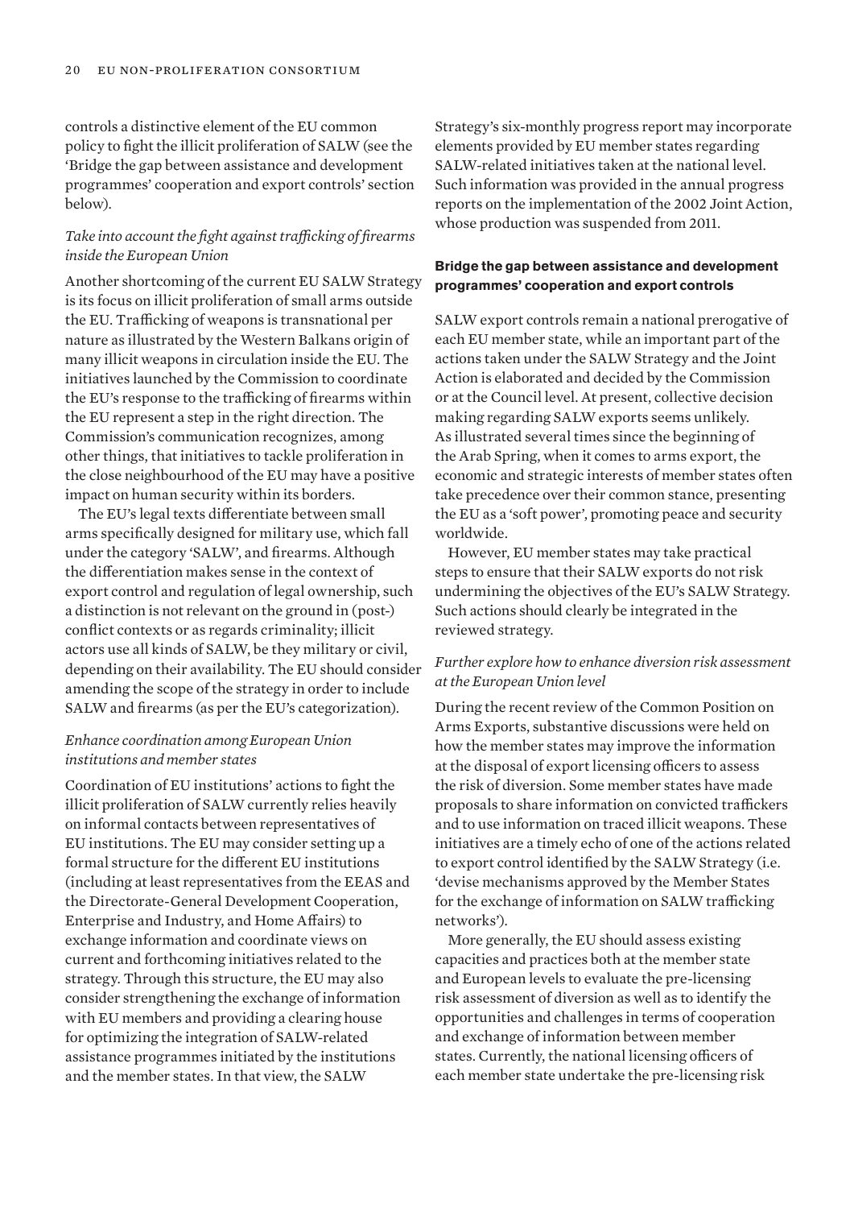controls a distinctive element of the EU common policy to fight the illicit proliferation of SALW (see the 'Bridge the gap between assistance and development programmes' cooperation and export controls' section below).

*Take into account the fight against trafficking of firearms inside the European Union*

Another shortcoming of the current EU SALW Strategy is its focus on illicit proliferation of small arms outside the EU. Trafficking of weapons is transnational per nature as illustrated by the Western Balkans origin of many illicit weapons in circulation inside the EU. The initiatives launched by the Commission to coordinate the EU's response to the trafficking of firearms within the EU represent a step in the right direction. The Commission's communication recognizes, among other things, that initiatives to tackle proliferation in the close neighbourhood of the EU may have a positive impact on human security within its borders.

The EU's legal texts differentiate between small arms specifically designed for military use, which fall under the category 'SALW', and firearms. Although the differentiation makes sense in the context of export control and regulation of legal ownership, such a distinction is not relevant on the ground in (post-) conflict contexts or as regards criminality; illicit actors use all kinds of SALW, be they military or civil, depending on their availability. The EU should consider amending the scope of the strategy in order to include SALW and firearms (as per the EU's categorization).

*Enhance coordination among European Union institutions and member states*

Coordination of EU institutions' actions to fight the illicit proliferation of SALW currently relies heavily on informal contacts between representatives of EU institutions. The EU may consider setting up a formal structure for the different EU institutions (including at least representatives from the EEAS and the Directorate-General Development Cooperation, Enterprise and Industry, and Home Affairs) to exchange information and coordinate views on current and forthcoming initiatives related to the strategy. Through this structure, the EU may also consider strengthening the exchange of information with EU members and providing a clearing house for optimizing the integration of SALW-related assistance programmes initiated by the institutions and the member states. In that view, the SALW Strategy's six-monthly progress report may incorporate elements provided by EU member states regarding SALW-related initiatives taken at the national level. Such information was provided in the annual progress reports on the implementation of the 2002 Joint Action, whose production was suspended from 2011.

### Bridge the gap between assistance and development programmes' cooperation and export controls

SALW export controls remain a national prerogative of each EU member state, while an important part of the actions taken under the SALW Strategy and the Joint Action is elaborated and decided by the Commission or at the Council level. At present, collective decision making regarding SALW exports seems unlikely. As illustrated several times since the beginning of the Arab Spring, when it comes to arms export, the economic and strategic interests of member states often take precedence over their common stance, presenting the EU as a 'soft power', promoting peace and security worldwide.

However, EU member states may take practical steps to ensure that their SALW exports do not risk undermining the objectives of the EU's SALW Strategy. Such actions should clearly be integrated in the reviewed strategy.

*Further explore how to enhance diversion risk assessment at the European Union level*

During the recent review of the Common Position on Arms Exports, substantive discussions were held on how the member states may improve the information at the disposal of export licensing officers to assess the risk of diversion. Some member states have made proposals to share information on convicted traffickers and to use information on traced illicit weapons. These initiatives are a timely echo of one of the actions related to export control identified by the SALW Strategy (i.e. 'devise mechanisms approved by the Member States for the exchange of information on SALW trafficking networks').

More generally, the EU should assess existing capacities and practices both at the member state and European levels to evaluate the pre-licensing risk assessment of diversion as well as to identify the opportunities and challenges in terms of cooperation and exchange of information between member states. Currently, the national licensing officers of each member state undertake the pre-licensing risk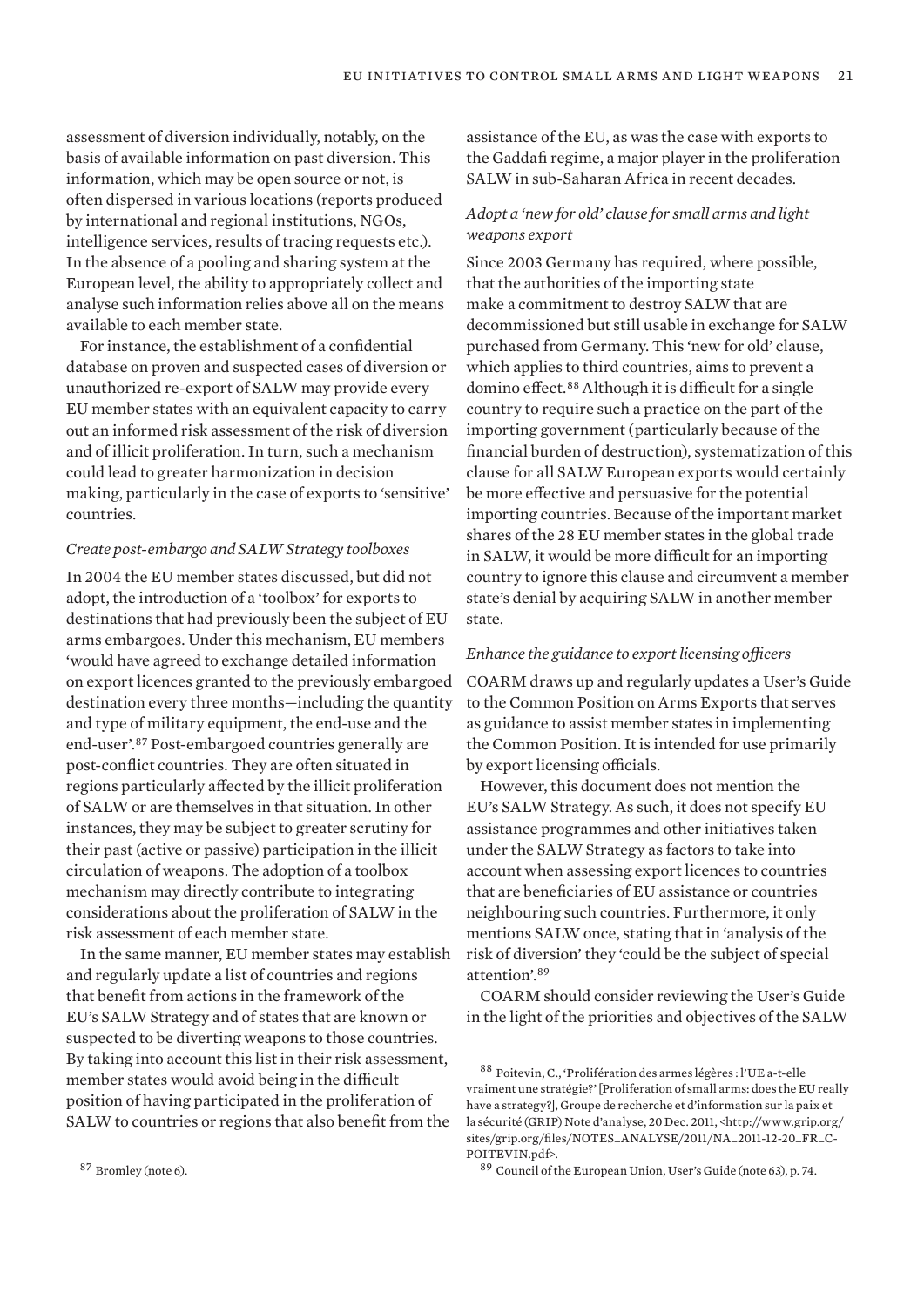assessment of diversion individually, notably, on the basis of available information on past diversion. This information, which may be open source or not, is often dispersed in various locations (reports produced by international and regional institutions, NGOs, intelligence services, results of tracing requests etc.). In the absence of a pooling and sharing system at the European level, the ability to appropriately collect and analyse such information relies above all on the means available to each member state.

For instance, the establishment of a confidential database on proven and suspected cases of diversion or unauthorized re-export of SALW may provide every EU member states with an equivalent capacity to carry out an informed risk assessment of the risk of diversion and of illicit proliferation. In turn, such a mechanism could lead to greater harmonization in decision making, particularly in the case of exports to 'sensitive' countries.

*Create post-embargo and SALW Strategy toolboxes*

In 2004 the EU member states discussed, but did not adopt, the introduction of a 'toolbox' for exports to destinations that had previously been the subject of EU arms embargoes. Under this mechanism, EU members 'would have agreed to exchange detailed information on export licences granted to the previously embargoed destination every three months—including the quantity and type of military equipment, the end-use and the end-user'.[87] Post-embargoed countries generally are post-conflict countries. They are often situated in regions particularly affected by the illicit proliferation of SALW or are themselves in that situation. In other instances, they may be subject to greater scrutiny for their past (active or passive) participation in the illicit circulation of weapons. The adoption of a toolbox mechanism may directly contribute to integrating considerations about the proliferation of SALW in the risk assessment of each member state.

In the same manner, EU member states may establish and regularly update a list of countries and regions that benefit from actions in the framework of the EU's SALW Strategy and of states that are known or suspected to be diverting weapons to those countries. By taking into account this list in their risk assessment, member states would avoid being in the difficult position of having participated in the proliferation of SALW to countries or regions that also benefit from the assistance of the EU, as was the case with exports to the Gaddafi regime, a major player in the proliferation SALW in sub-Saharan Africa in recent decades.

*Adopt a 'new for old' clause for small arms and light weapons export*

Since 2003 Germany has required, where possible, that the authorities of the importing state make a commitment to destroy SALW that are decommissioned but still usable in exchange for SALW purchased from Germany. This 'new for old' clause, which applies to third countries, aims to prevent a domino effect.[88] Although it is difficult for a single country to require such a practice on the part of the importing government (particularly because of the financial burden of destruction), systematization of this clause for all SALW European exports would certainly be more effective and persuasive for the potential importing countries. Because of the important market shares of the 28 EU member states in the global trade in SALW, it would be more difficult for an importing country to ignore this clause and circumvent a member state's denial by acquiring SALW in another member state.

*Enhance the guidance to export licensing officers*

COARM draws up and regularly updates a User's Guide to the Common Position on Arms Exports that serves as guidance to assist member states in implementing the Common Position. It is intended for use primarily by export licensing officials.

However, this document does not mention the EU's SALW Strategy. As such, it does not specify EU assistance programmes and other initiatives taken under the SALW Strategy as factors to take into account when assessing export licences to countries that are beneficiaries of EU assistance or countries neighbouring such countries. Furthermore, it only mentions SALW once, stating that in 'analysis of the risk of diversion' they 'could be the subject of special attention'.[89]

COARM should consider reviewing the User's Guide in the light of the priorities and objectives of the SALW

[87] Bromley (note 6).

[88] Poitevin, C., 'Prolifération des armes légères : l'UE a-t-elle vraiment une stratégie?' [Proliferation of small arms: does the EU really have a strategy?], Groupe de recherche et d'information sur la paix et la sécurité (GRIP) Note d'analyse, 20 Dec. 2011, <http://www.grip.org/sites/grip.org/files/NOTES_ANALYSE/2011/NA_2011-12-20_FR_C-POITEVIN.pdf>.

[89] Council of the European Union, User's Guide (note 63), p. 74.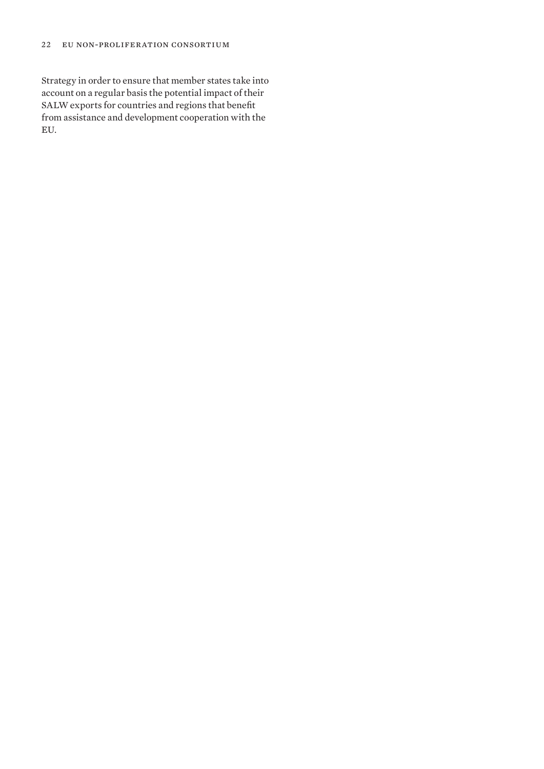Strategy in order to ensure that member states take into account on a regular basis the potential impact of their SALW exports for countries and regions that benefit from assistance and development cooperation with the EU.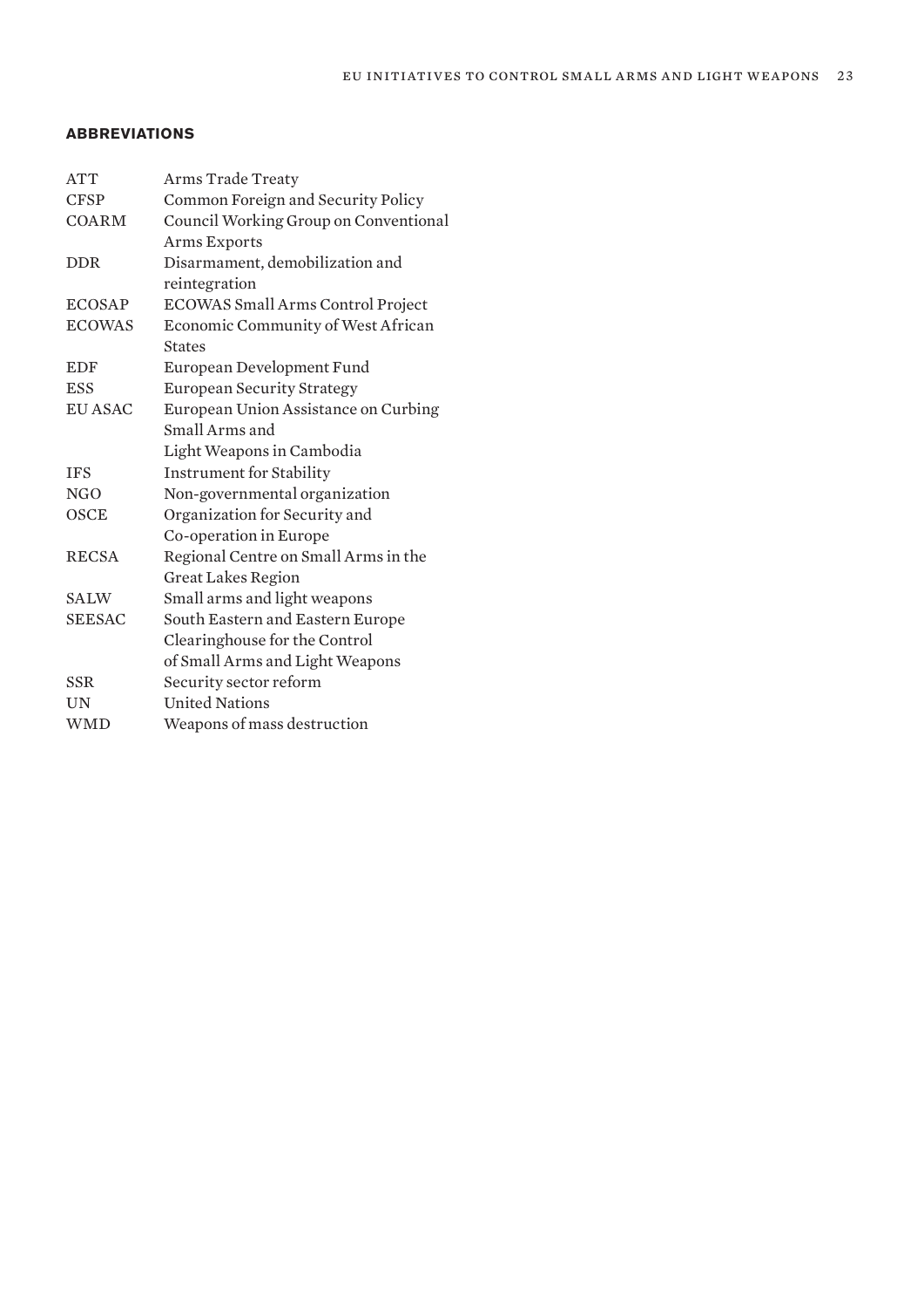## ABBREVIATIONS

| | |
|---|---|
| ATT | Arms Trade Treaty |
| CFSP | Common Foreign and Security Policy |
| COARM | Council Working Group on Conventional Arms Exports |
| DDR | Disarmament, demobilization and reintegration |
| ECOSAP | ECOWAS Small Arms Control Project |
| ECOWAS | Economic Community of West African States |
| EDF | European Development Fund |
| ESS | European Security Strategy |
| EU ASAC | European Union Assistance on Curbing Small Arms and Light Weapons in Cambodia |
| IFS | Instrument for Stability |
| NGO | Non-governmental organization |
| OSCE | Organization for Security and Co-operation in Europe |
| RECSA | Regional Centre on Small Arms in the Great Lakes Region |
| SALW | Small arms and light weapons |
| SEESAC | South Eastern and Eastern Europe Clearinghouse for the Control of Small Arms and Light Weapons |
| SSR | Security sector reform |
| UN | United Nations |
| WMD | Weapons of mass destruction |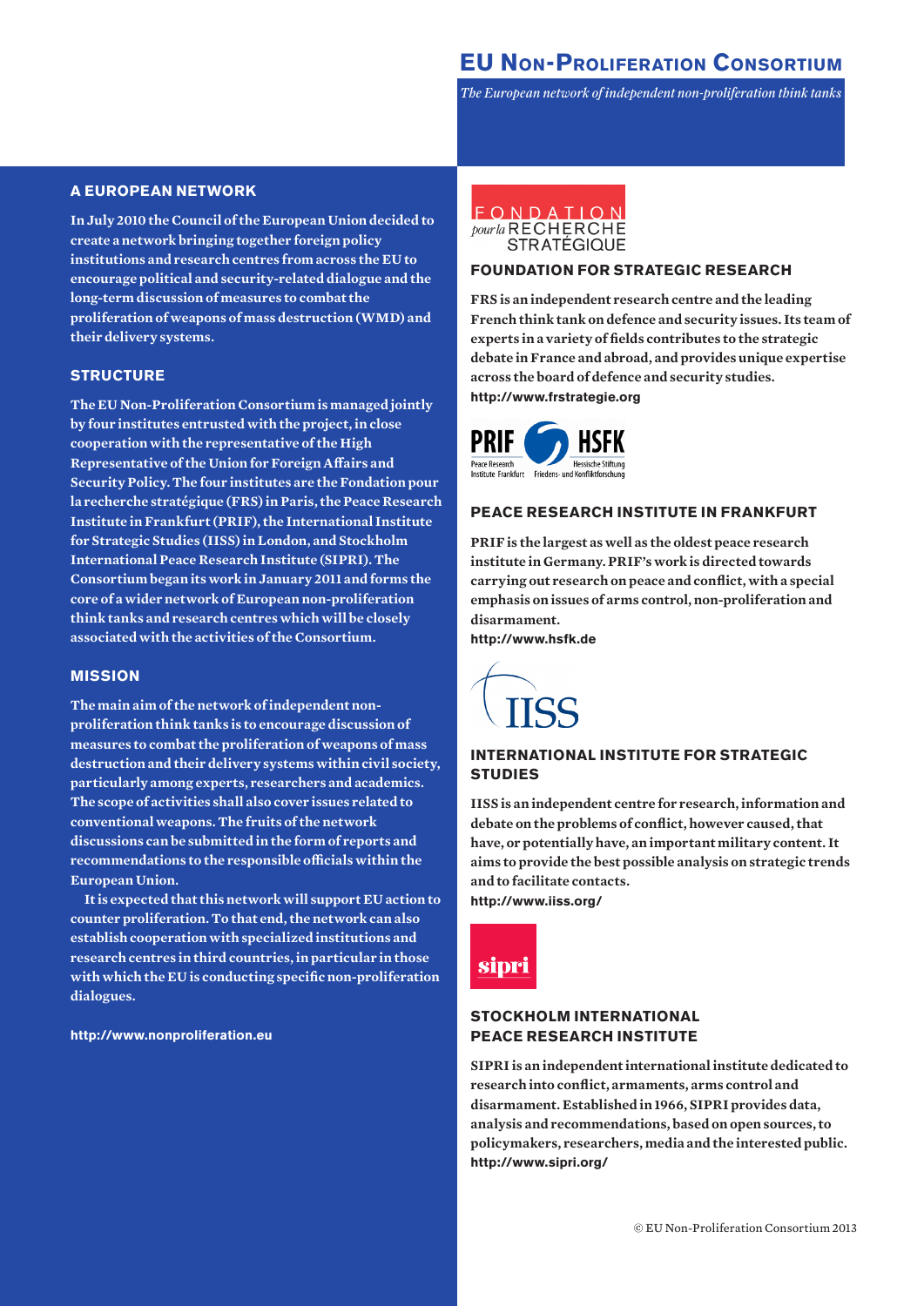# EU Non-Proliferation Consortium

*The European network of independent non-proliferation think tanks*

## A EUROPEAN NETWORK

**In July 2010 the Council of the European Union decided to create a network bringing together foreign policy institutions and research centres from across the EU to encourage political and security-related dialogue and the long-term discussion of measures to combat the proliferation of weapons of mass destruction (WMD) and their delivery systems.**

## STRUCTURE

**The EU Non-Proliferation Consortium is managed jointly by four institutes entrusted with the project, in close cooperation with the representative of the High Representative of the Union for Foreign Affairs and Security Policy. The four institutes are the Fondation pour la recherche stratégique (FRS) in Paris, the Peace Research Institute in Frankfurt (PRIF), the International Institute for Strategic Studies (IISS) in London, and Stockholm International Peace Research Institute (SIPRI). The Consortium began its work in January 2011 and forms the core of a wider network of European non-proliferation think tanks and research centres which will be closely associated with the activities of the Consortium.**

## MISSION

**The main aim of the network of independent non-proliferation think tanks is to encourage discussion of measures to combat the proliferation of weapons of mass destruction and their delivery systems within civil society, particularly among experts, researchers and academics. The scope of activities shall also cover issues related to conventional weapons. The fruits of the network discussions can be submitted in the form of reports and recommendations to the responsible officials within the European Union.**

**It is expected that this network will support EU action to counter proliferation. To that end, the network can also establish cooperation with specialized institutions and research centres in third countries, in particular in those with which the EU is conducting specific non-proliferation dialogues.**

http://www.nonproliferation.eu

FONDATION *pour la* RECHERCHE STRATÉGIQUE

## FOUNDATION FOR STRATEGIC RESEARCH

**FRS is an independent research centre and the leading French think tank on defence and security issues. Its team of experts in a variety of fields contributes to the strategic debate in France and abroad, and provides unique expertise across the board of defence and security studies.**

http://www.frstrategie.org

PRIF Peace Research Institute Frankfurt — HSFK Hessische Stiftung Friedens- und Konfliktforschung

## PEACE RESEARCH INSTITUTE IN FRANKFURT

**PRIF is the largest as well as the oldest peace research institute in Germany. PRIF's work is directed towards carrying out research on peace and conflict, with a special emphasis on issues of arms control, non-proliferation and disarmament.**

http://www.hsfk.de

IISS

## INTERNATIONAL INSTITUTE FOR STRATEGIC STUDIES

**IISS is an independent centre for research, information and debate on the problems of conflict, however caused, that have, or potentially have, an important military content. It aims to provide the best possible analysis on strategic trends and to facilitate contacts.**

http://www.iiss.org/

sipri

## STOCKHOLM INTERNATIONAL PEACE RESEARCH INSTITUTE

**SIPRI is an independent international institute dedicated to research into conflict, armaments, arms control and disarmament. Established in 1966, SIPRI provides data, analysis and recommendations, based on open sources, to policymakers, researchers, media and the interested public.**

http://www.sipri.org/

© EU Non-Proliferation Consortium 2013